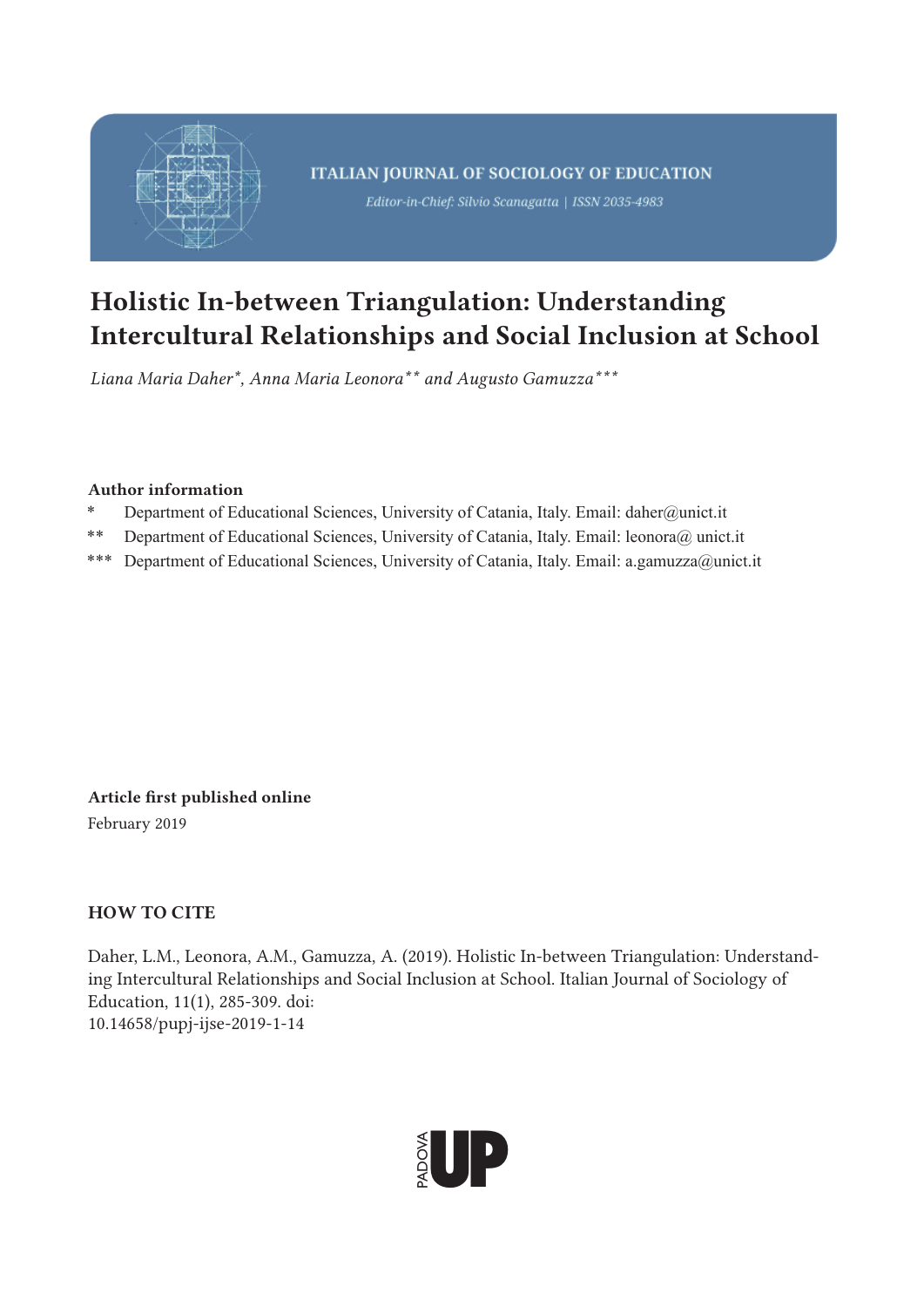ITALIAN JOURNAL OF SOCIOLOGY OF EDUCATION

*Editor-in-Chief: Silvio Scanagatta | ISSN 2035-4983*

# Holistic In-between Triangulation: Understanding Intercultural Relationships and Social Inclusion at School

*Liana Maria Daher\*, Anna Maria Leonora\*\* and Augusto Gamuzza\*\*\**

**Author information**

\* Department of Educational Sciences, University of Catania, Italy. Email: daher@unict.it

\*\* Department of Educational Sciences, University of Catania, Italy. Email: leonora@ unict.it

\*\*\* Department of Educational Sciences, University of Catania, Italy. Email: a.gamuzza@unict.it

**Article first published online**

February 2019

**HOW TO CITE**

Daher, L.M., Leonora, A.M., Gamuzza, A. (2019). Holistic In-between Triangulation: Understanding Intercultural Relationships and Social Inclusion at School. Italian Journal of Sociology of Education, 11(1), 285-309. doi: 10.14658/pupj-ijse-2019-1-14

PADOVA UP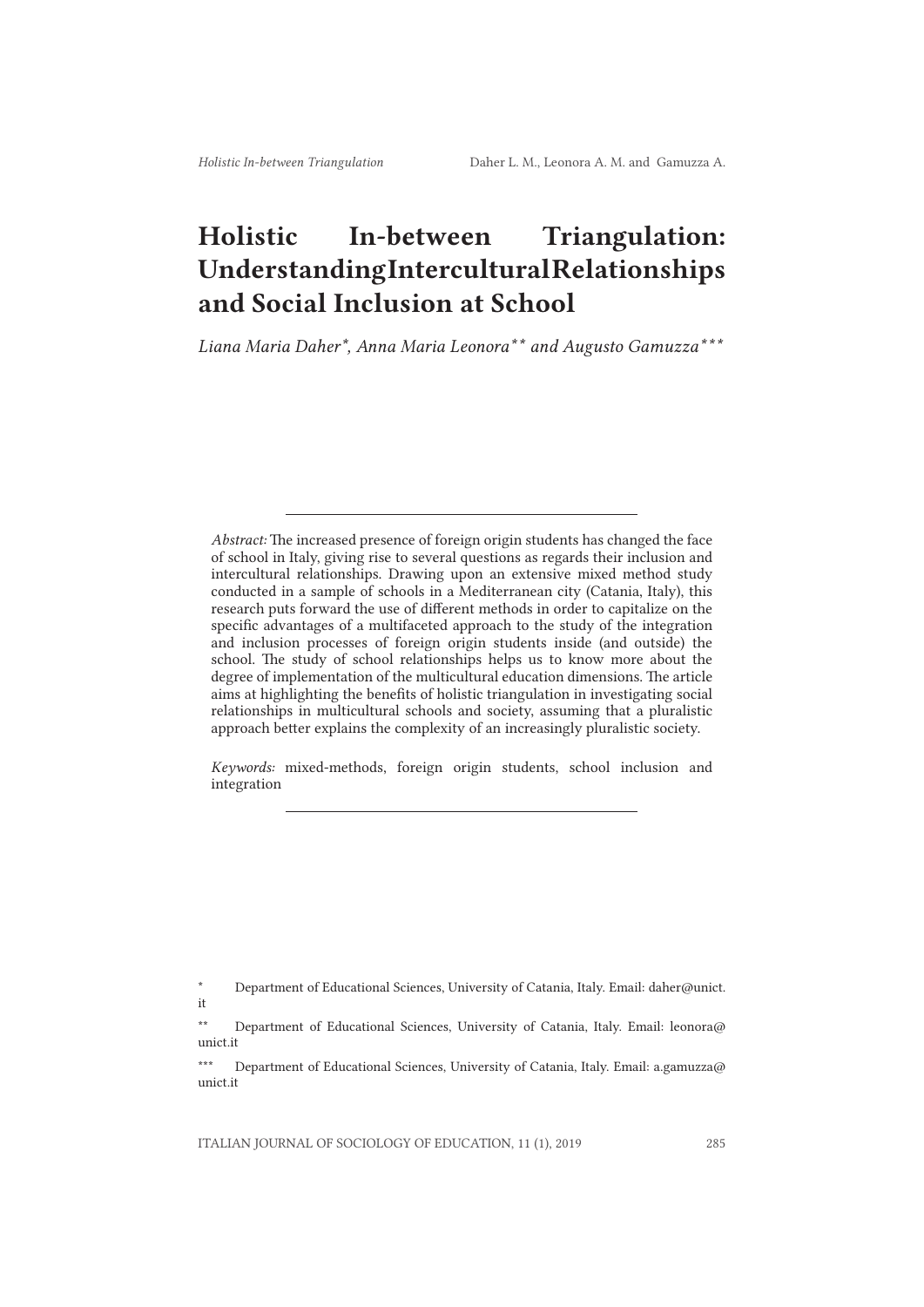# Holistic In-between Triangulation: Understanding Intercultural Relationships and Social Inclusion at School

*Liana Maria Daher*, Anna Maria Leonora** and Augusto Gamuzza****

*Abstract:* The increased presence of foreign origin students has changed the face of school in Italy, giving rise to several questions as regards their inclusion and intercultural relationships. Drawing upon an extensive mixed method study conducted in a sample of schools in a Mediterranean city (Catania, Italy), this research puts forward the use of different methods in order to capitalize on the specific advantages of a multifaceted approach to the study of the integration and inclusion processes of foreign origin students inside (and outside) the school. The study of school relationships helps us to know more about the degree of implementation of the multicultural education dimensions. The article aims at highlighting the benefits of holistic triangulation in investigating social relationships in multicultural schools and society, assuming that a pluralistic approach better explains the complexity of an increasingly pluralistic society.

*Keywords:* mixed-methods, foreign origin students, school inclusion and integration

\* Department of Educational Sciences, University of Catania, Italy. Email: daher@unict.it

\*\* Department of Educational Sciences, University of Catania, Italy. Email: leonora@unict.it

\*\*\* Department of Educational Sciences, University of Catania, Italy. Email: a.gamuzza@unict.it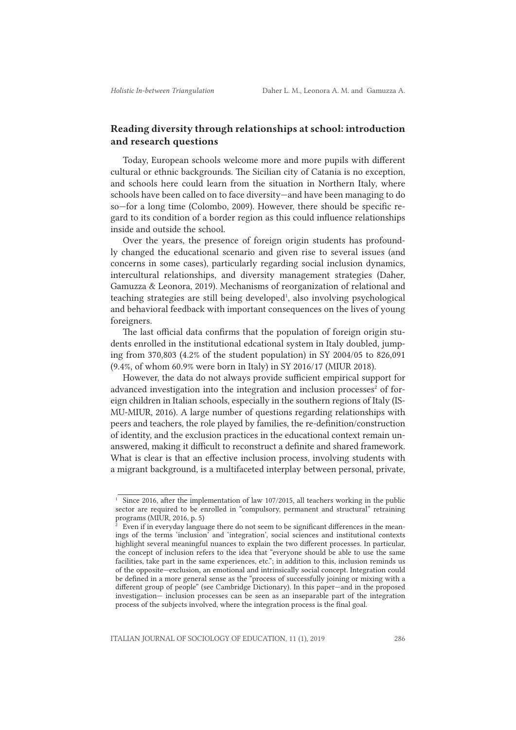## Reading diversity through relationships at school: introduction and research questions

Today, European schools welcome more and more pupils with different cultural or ethnic backgrounds. The Sicilian city of Catania is no exception, and schools here could learn from the situation in Northern Italy, where schools have been called on to face diversity—and have been managing to do so—for a long time (Colombo, 2009). However, there should be specific regard to its condition of a border region as this could influence relationships inside and outside the school.

Over the years, the presence of foreign origin students has profoundly changed the educational scenario and given rise to several issues (and concerns in some cases), particularly regarding social inclusion dynamics, intercultural relationships, and diversity management strategies (Daher, Gamuzza & Leonora, 2019). Mechanisms of reorganization of relational and teaching strategies are still being developed[1], also involving psychological and behavioral feedback with important consequences on the lives of young foreigners.

The last official data confirms that the population of foreign origin students enrolled in the institutional edcational system in Italy doubled, jumping from 370,803 (4.2% of the student population) in SY 2004/05 to 826,091 (9.4%, of whom 60.9% were born in Italy) in SY 2016/17 (MIUR 2018).

However, the data do not always provide sufficient empirical support for advanced investigation into the integration and inclusion processes[2] of foreign children in Italian schools, especially in the southern regions of Italy (ISMU-MIUR, 2016). A large number of questions regarding relationships with peers and teachers, the role played by families, the re-definition/construction of identity, and the exclusion practices in the educational context remain unanswered, making it difficult to reconstruct a definite and shared framework. What is clear is that an effective inclusion process, involving students with a migrant background, is a multifaceted interplay between personal, private,

---

[1] Since 2016, after the implementation of law 107/2015, all teachers working in the public sector are required to be enrolled in "compulsory, permanent and structural" retraining programs (MIUR, 2016, p. 5)

[2] Even if in everyday language there do not seem to be significant differences in the meanings of the terms 'inclusion' and 'integration', social sciences and institutional contexts highlight several meaningful nuances to explain the two different processes. In particular, the concept of inclusion refers to the idea that "everyone should be able to use the same facilities, take part in the same experiences, etc."; in addition to this, inclusion reminds us of the opposite—exclusion, an emotional and intrinsically social concept. Integration could be defined in a more general sense as the "process of successfully joining or mixing with a different group of people" (see Cambridge Dictionary). In this paper—and in the proposed investigation— inclusion processes can be seen as an inseparable part of the integration process of the subjects involved, where the integration process is the final goal.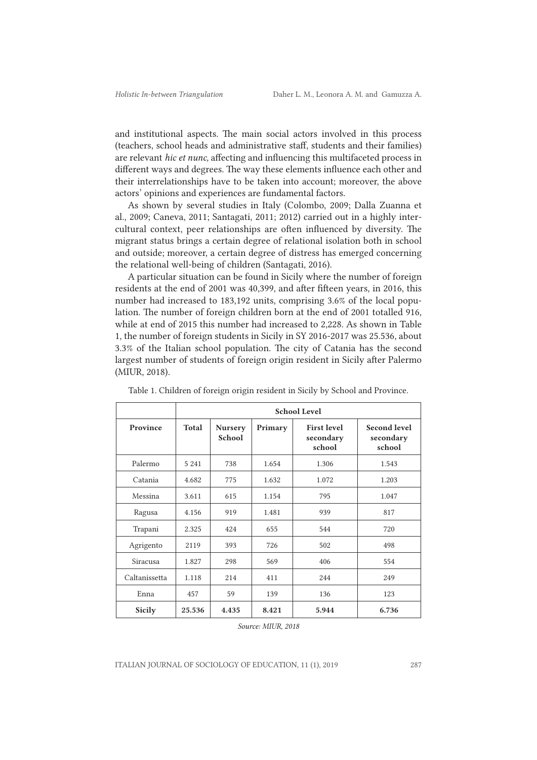and institutional aspects. The main social actors involved in this process (teachers, school heads and administrative staff, students and their families) are relevant *hic et nunc,* affecting and influencing this multifaceted process in different ways and degrees. The way these elements influence each other and their interrelationships have to be taken into account; moreover, the above actors' opinions and experiences are fundamental factors.

As shown by several studies in Italy (Colombo, 2009; Dalla Zuanna et al., 2009; Caneva, 2011; Santagati, 2011; 2012) carried out in a highly intercultural context, peer relationships are often influenced by diversity. The migrant status brings a certain degree of relational isolation both in school and outside; moreover, a certain degree of distress has emerged concerning the relational well-being of children (Santagati, 2016).

A particular situation can be found in Sicily where the number of foreign residents at the end of 2001 was 40,399, and after fifteen years, in 2016, this number had increased to 183,192 units, comprising 3.6% of the local population. The number of foreign children born at the end of 2001 totalled 916, while at end of 2015 this number had increased to 2,228. As shown in Table 1, the number of foreign students in Sicily in SY 2016-2017 was 25.536, about 3.3% of the Italian school population. The city of Catania has the second largest number of students of foreign origin resident in Sicily after Palermo (MIUR, 2018).

Table 1. Children of foreign origin resident in Sicily by School and Province.

| | School Level | | | | |
|---|---|---|---|---|---|
| **Province** | **Total** | **Nursery School** | **Primary** | **First level secondary school** | **Second level secondary school** |
| Palermo | 5 241 | 738 | 1.654 | 1.306 | 1.543 |
| Catania | 4.682 | 775 | 1.632 | 1.072 | 1.203 |
| Messina | 3.611 | 615 | 1.154 | 795 | 1.047 |
| Ragusa | 4.156 | 919 | 1.481 | 939 | 817 |
| Trapani | 2.325 | 424 | 655 | 544 | 720 |
| Agrigento | 2119 | 393 | 726 | 502 | 498 |
| Siracusa | 1.827 | 298 | 569 | 406 | 554 |
| Caltanissetta | 1.118 | 214 | 411 | 244 | 249 |
| Enna | 457 | 59 | 139 | 136 | 123 |
| **Sicily** | **25.536** | **4.435** | **8.421** | **5.944** | **6.736** |

*Source: MIUR, 2018*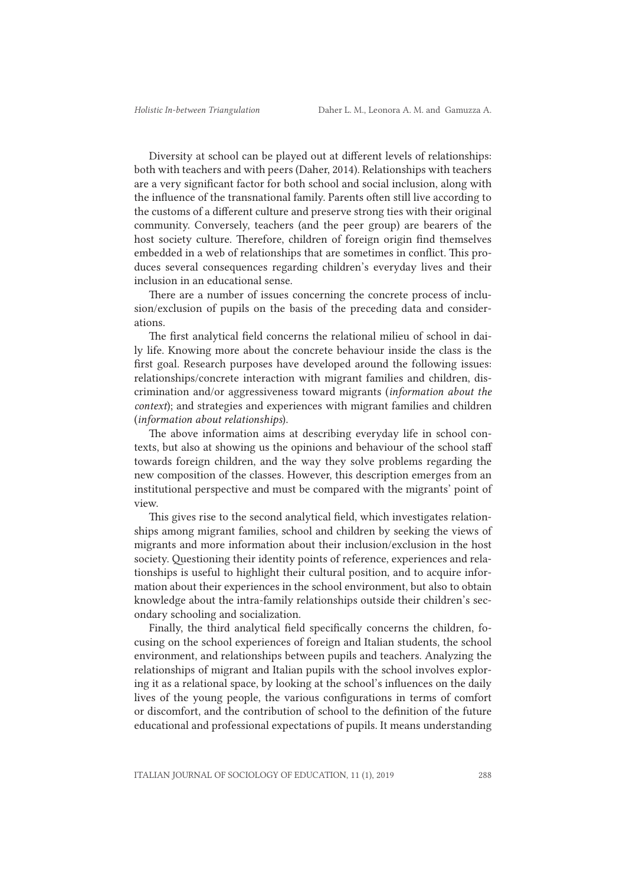Diversity at school can be played out at different levels of relationships: both with teachers and with peers (Daher, 2014). Relationships with teachers are a very significant factor for both school and social inclusion, along with the influence of the transnational family. Parents often still live according to the customs of a different culture and preserve strong ties with their original community. Conversely, teachers (and the peer group) are bearers of the host society culture. Therefore, children of foreign origin find themselves embedded in a web of relationships that are sometimes in conflict. This produces several consequences regarding children's everyday lives and their inclusion in an educational sense.

There are a number of issues concerning the concrete process of inclusion/exclusion of pupils on the basis of the preceding data and considerations.

The first analytical field concerns the relational milieu of school in daily life. Knowing more about the concrete behaviour inside the class is the first goal. Research purposes have developed around the following issues: relationships/concrete interaction with migrant families and children, discrimination and/or aggressiveness toward migrants (*information about the context*); and strategies and experiences with migrant families and children (*information about relationships*).

The above information aims at describing everyday life in school contexts, but also at showing us the opinions and behaviour of the school staff towards foreign children, and the way they solve problems regarding the new composition of the classes. However, this description emerges from an institutional perspective and must be compared with the migrants' point of view.

This gives rise to the second analytical field, which investigates relationships among migrant families, school and children by seeking the views of migrants and more information about their inclusion/exclusion in the host society. Questioning their identity points of reference, experiences and relationships is useful to highlight their cultural position, and to acquire information about their experiences in the school environment, but also to obtain knowledge about the intra-family relationships outside their children's secondary schooling and socialization.

Finally, the third analytical field specifically concerns the children, focusing on the school experiences of foreign and Italian students, the school environment, and relationships between pupils and teachers. Analyzing the relationships of migrant and Italian pupils with the school involves exploring it as a relational space, by looking at the school's influences on the daily lives of the young people, the various configurations in terms of comfort or discomfort, and the contribution of school to the definition of the future educational and professional expectations of pupils. It means understanding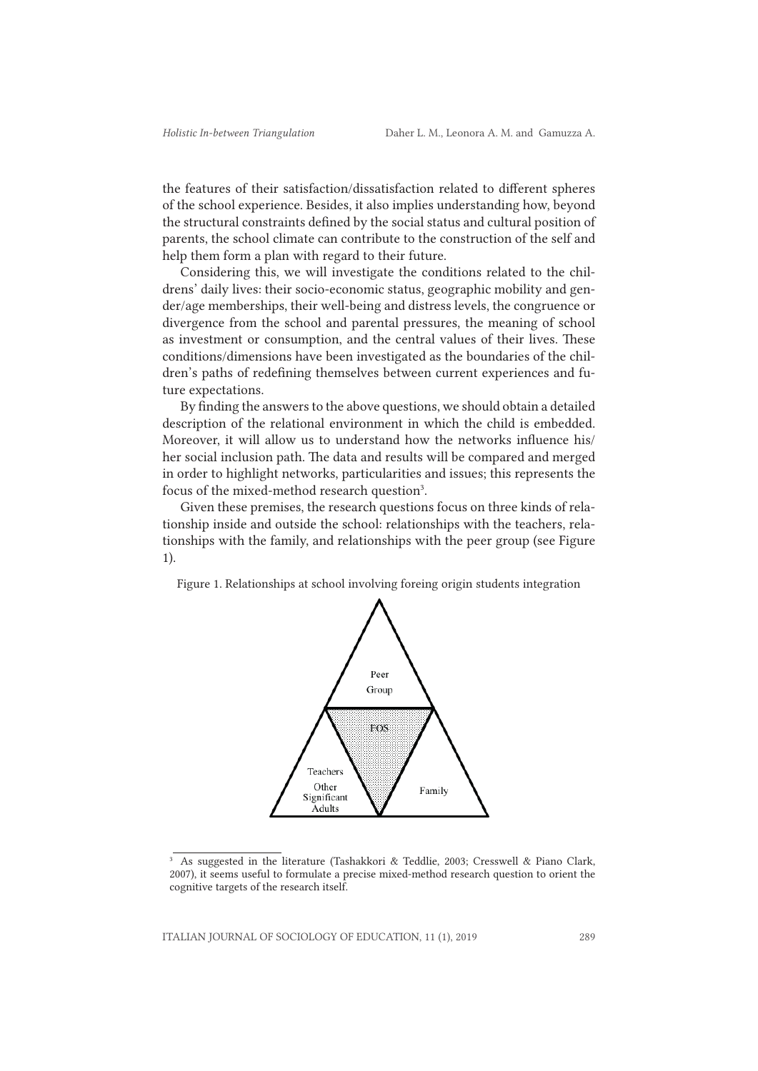the features of their satisfaction/dissatisfaction related to different spheres of the school experience. Besides, it also implies understanding how, beyond the structural constraints defined by the social status and cultural position of parents, the school climate can contribute to the construction of the self and help them form a plan with regard to their future.

Considering this, we will investigate the conditions related to the childrens' daily lives: their socio-economic status, geographic mobility and gender/age memberships, their well-being and distress levels, the congruence or divergence from the school and parental pressures, the meaning of school as investment or consumption, and the central values of their lives. These conditions/dimensions have been investigated as the boundaries of the children's paths of redefining themselves between current experiences and future expectations.

By finding the answers to the above questions, we should obtain a detailed description of the relational environment in which the child is embedded. Moreover, it will allow us to understand how the networks influence his/her social inclusion path. The data and results will be compared and merged in order to highlight networks, particularities and issues; this represents the focus of the mixed-method research question[3].

Given these premises, the research questions focus on three kinds of relationship inside and outside the school: relationships with the teachers, relationships with the family, and relationships with the peer group (see Figure 1).

Figure 1. Relationships at school involving foreing origin students integration

Peer Group

FOS

Teachers Other Significant Adults

Family

---

[3] As suggested in the literature (Tashakkori & Teddlie, 2003; Cresswell & Piano Clark, 2007), it seems useful to formulate a precise mixed-method research question to orient the cognitive targets of the research itself.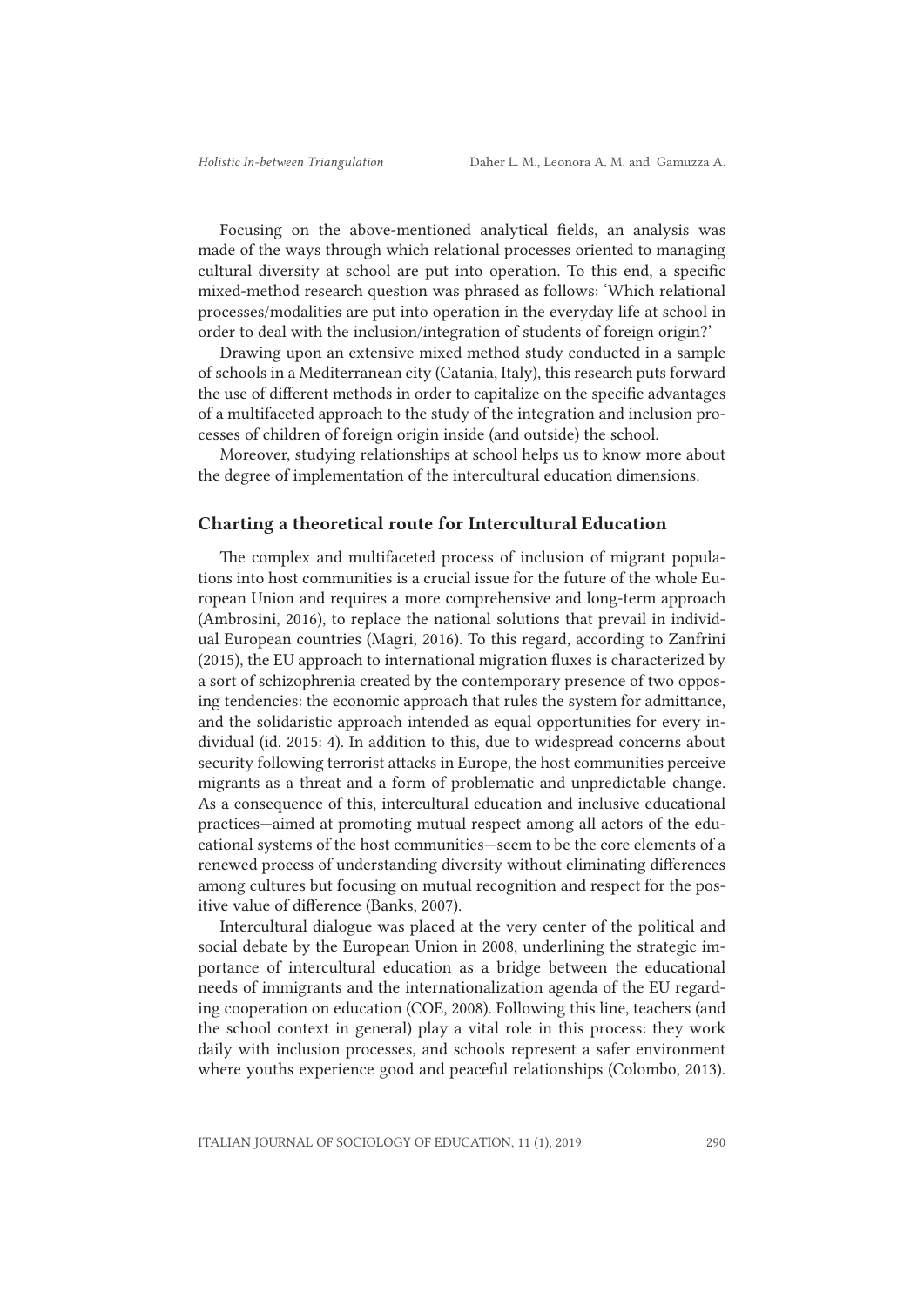Focusing on the above-mentioned analytical fields, an analysis was made of the ways through which relational processes oriented to managing cultural diversity at school are put into operation. To this end, a specific mixed-method research question was phrased as follows: 'Which relational processes/modalities are put into operation in the everyday life at school in order to deal with the inclusion/integration of students of foreign origin?'

Drawing upon an extensive mixed method study conducted in a sample of schools in a Mediterranean city (Catania, Italy), this research puts forward the use of different methods in order to capitalize on the specific advantages of a multifaceted approach to the study of the integration and inclusion processes of children of foreign origin inside (and outside) the school.

Moreover, studying relationships at school helps us to know more about the degree of implementation of the intercultural education dimensions.

## Charting a theoretical route for Intercultural Education

The complex and multifaceted process of inclusion of migrant populations into host communities is a crucial issue for the future of the whole European Union and requires a more comprehensive and long-term approach (Ambrosini, 2016), to replace the national solutions that prevail in individual European countries (Magri, 2016). To this regard, according to Zanfrini (2015), the EU approach to international migration fluxes is characterized by a sort of schizophrenia created by the contemporary presence of two opposing tendencies: the economic approach that rules the system for admittance, and the solidaristic approach intended as equal opportunities for every individual (id. 2015: 4). In addition to this, due to widespread concerns about security following terrorist attacks in Europe, the host communities perceive migrants as a threat and a form of problematic and unpredictable change. As a consequence of this, intercultural education and inclusive educational practices—aimed at promoting mutual respect among all actors of the educational systems of the host communities—seem to be the core elements of a renewed process of understanding diversity without eliminating differences among cultures but focusing on mutual recognition and respect for the positive value of difference (Banks, 2007).

Intercultural dialogue was placed at the very center of the political and social debate by the European Union in 2008, underlining the strategic importance of intercultural education as a bridge between the educational needs of immigrants and the internationalization agenda of the EU regarding cooperation on education (COE, 2008). Following this line, teachers (and the school context in general) play a vital role in this process: they work daily with inclusion processes, and schools represent a safer environment where youths experience good and peaceful relationships (Colombo, 2013).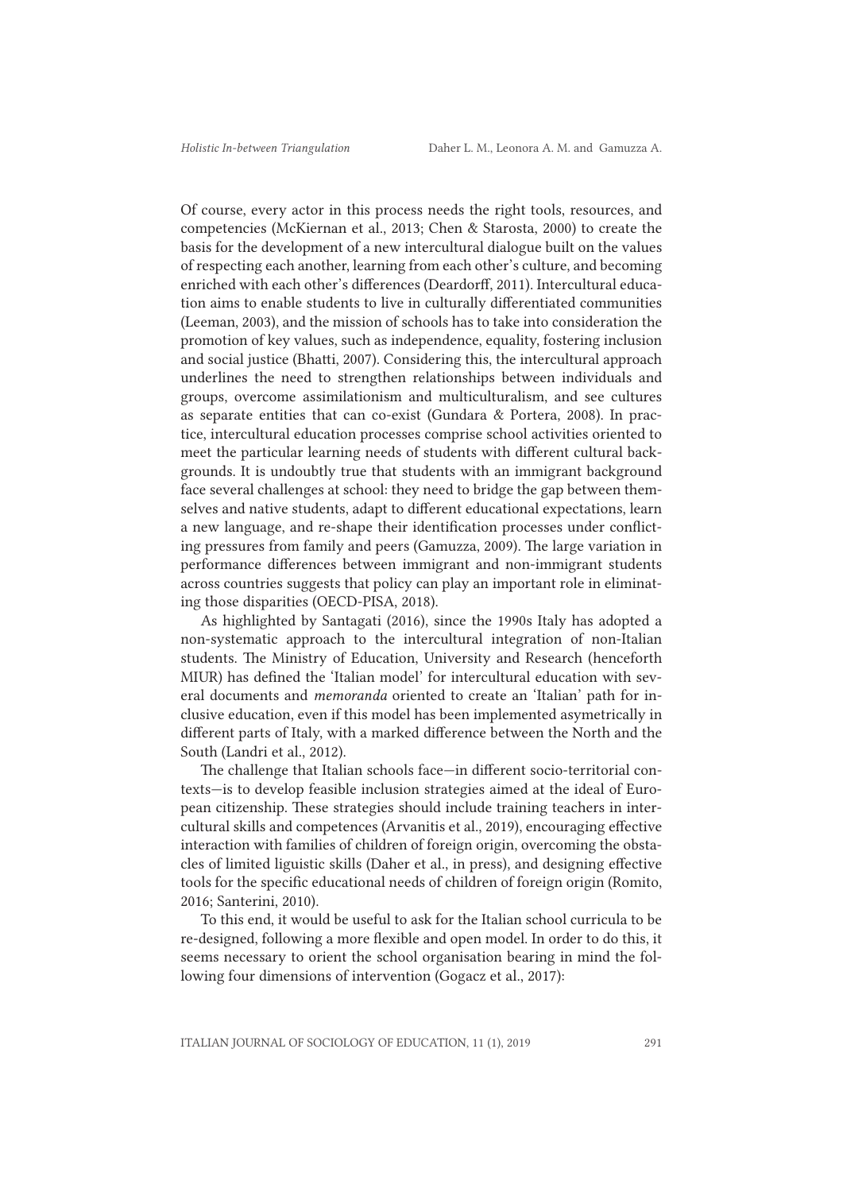Of course, every actor in this process needs the right tools, resources, and competencies (McKiernan et al., 2013; Chen & Starosta, 2000) to create the basis for the development of a new intercultural dialogue built on the values of respecting each another, learning from each other's culture, and becoming enriched with each other's differences (Deardorff, 2011). Intercultural education aims to enable students to live in culturally differentiated communities (Leeman, 2003), and the mission of schools has to take into consideration the promotion of key values, such as independence, equality, fostering inclusion and social justice (Bhatti, 2007). Considering this, the intercultural approach underlines the need to strengthen relationships between individuals and groups, overcome assimilationism and multiculturalism, and see cultures as separate entities that can co-exist (Gundara & Portera, 2008). In practice, intercultural education processes comprise school activities oriented to meet the particular learning needs of students with different cultural backgrounds. It is undoubtly true that students with an immigrant background face several challenges at school: they need to bridge the gap between themselves and native students, adapt to different educational expectations, learn a new language, and re-shape their identification processes under conflicting pressures from family and peers (Gamuzza, 2009). The large variation in performance differences between immigrant and non-immigrant students across countries suggests that policy can play an important role in eliminating those disparities (OECD-PISA, 2018).

As highlighted by Santagati (2016), since the 1990s Italy has adopted a non-systematic approach to the intercultural integration of non-Italian students. The Ministry of Education, University and Research (henceforth MIUR) has defined the 'Italian model' for intercultural education with several documents and *memoranda* oriented to create an 'Italian' path for inclusive education, even if this model has been implemented asymetrically in different parts of Italy, with a marked difference between the North and the South (Landri et al., 2012).

The challenge that Italian schools face—in different socio-territorial contexts—is to develop feasible inclusion strategies aimed at the ideal of European citizenship. These strategies should include training teachers in intercultural skills and competences (Arvanitis et al., 2019), encouraging effective interaction with families of children of foreign origin, overcoming the obstacles of limited liguistic skills (Daher et al., in press), and designing effective tools for the specific educational needs of children of foreign origin (Romito, 2016; Santerini, 2010).

To this end, it would be useful to ask for the Italian school curricula to be re-designed, following a more flexible and open model. In order to do this, it seems necessary to orient the school organisation bearing in mind the following four dimensions of intervention (Gogacz et al., 2017):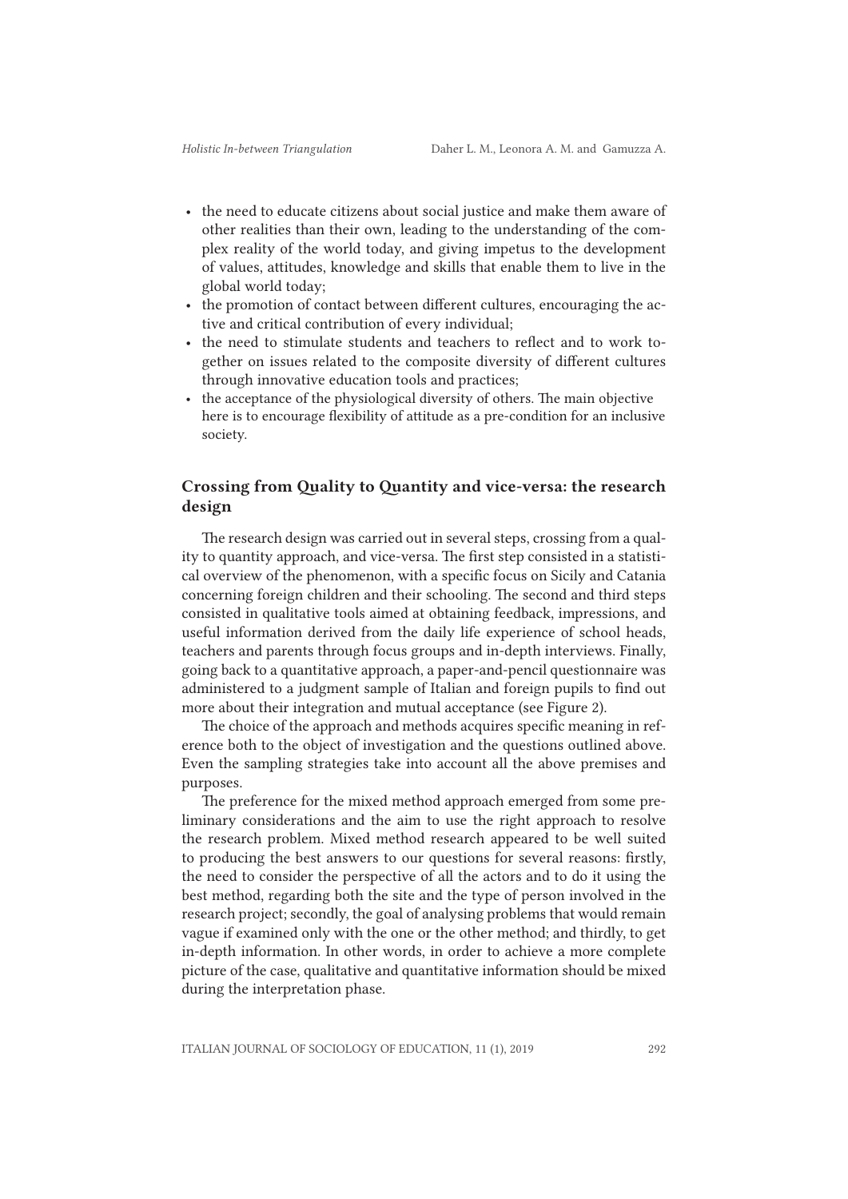- the need to educate citizens about social justice and make them aware of other realities than their own, leading to the understanding of the complex reality of the world today, and giving impetus to the development of values, attitudes, knowledge and skills that enable them to live in the global world today;
- the promotion of contact between different cultures, encouraging the active and critical contribution of every individual;
- the need to stimulate students and teachers to reflect and to work together on issues related to the composite diversity of different cultures through innovative education tools and practices;
- the acceptance of the physiological diversity of others. The main objective here is to encourage flexibility of attitude as a pre-condition for an inclusive society.

## Crossing from Quality to Quantity and vice-versa: the research design

The research design was carried out in several steps, crossing from a quality to quantity approach, and vice-versa. The first step consisted in a statistical overview of the phenomenon, with a specific focus on Sicily and Catania concerning foreign children and their schooling. The second and third steps consisted in qualitative tools aimed at obtaining feedback, impressions, and useful information derived from the daily life experience of school heads, teachers and parents through focus groups and in-depth interviews. Finally, going back to a quantitative approach, a paper-and-pencil questionnaire was administered to a judgment sample of Italian and foreign pupils to find out more about their integration and mutual acceptance (see Figure 2).

The choice of the approach and methods acquires specific meaning in reference both to the object of investigation and the questions outlined above. Even the sampling strategies take into account all the above premises and purposes.

The preference for the mixed method approach emerged from some preliminary considerations and the aim to use the right approach to resolve the research problem. Mixed method research appeared to be well suited to producing the best answers to our questions for several reasons: firstly, the need to consider the perspective of all the actors and to do it using the best method, regarding both the site and the type of person involved in the research project; secondly, the goal of analysing problems that would remain vague if examined only with the one or the other method; and thirdly, to get in-depth information. In other words, in order to achieve a more complete picture of the case, qualitative and quantitative information should be mixed during the interpretation phase.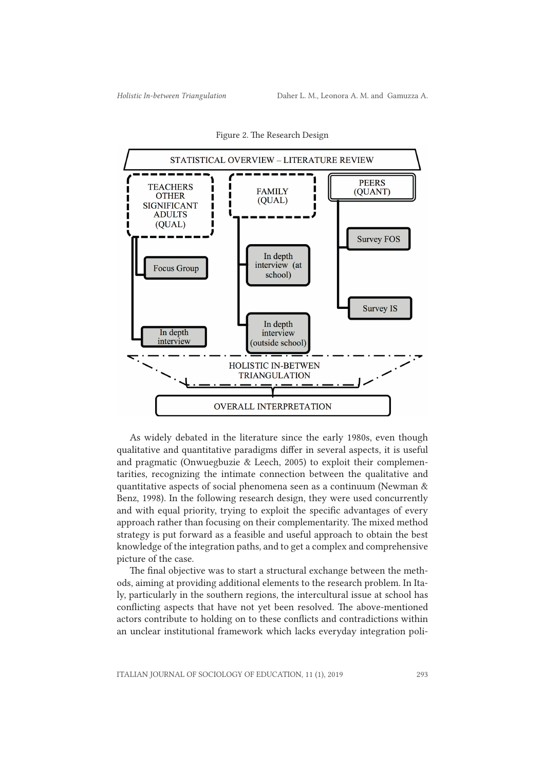Figure 2. The Research Design

STATISTICAL OVERVIEW – LITERATURE REVIEW

TEACHERS OTHER SIGNIFICANT ADULTS (QUAL)
- Focus Group
- In depth interview

FAMILY (QUAL)
- In depth interview (at school)
- In depth interview (outside school)

PEERS (QUANT)
- Survey FOS
- Survey IS

HOLISTIC IN-BETWEN TRIANGULATION

OVERALL INTERPRETATION

As widely debated in the literature since the early 1980s, even though qualitative and quantitative paradigms differ in several aspects, it is useful and pragmatic (Onwuegbuzie & Leech, 2005) to exploit their complementarities, recognizing the intimate connection between the qualitative and quantitative aspects of social phenomena seen as a continuum (Newman & Benz, 1998). In the following research design, they were used concurrently and with equal priority, trying to exploit the specific advantages of every approach rather than focusing on their complementarity. The mixed method strategy is put forward as a feasible and useful approach to obtain the best knowledge of the integration paths, and to get a complex and comprehensive picture of the case.

The final objective was to start a structural exchange between the methods, aiming at providing additional elements to the research problem. In Italy, particularly in the southern regions, the intercultural issue at school has conflicting aspects that have not yet been resolved. The above-mentioned actors contribute to holding on to these conflicts and contradictions within an unclear institutional framework which lacks everyday integration poli-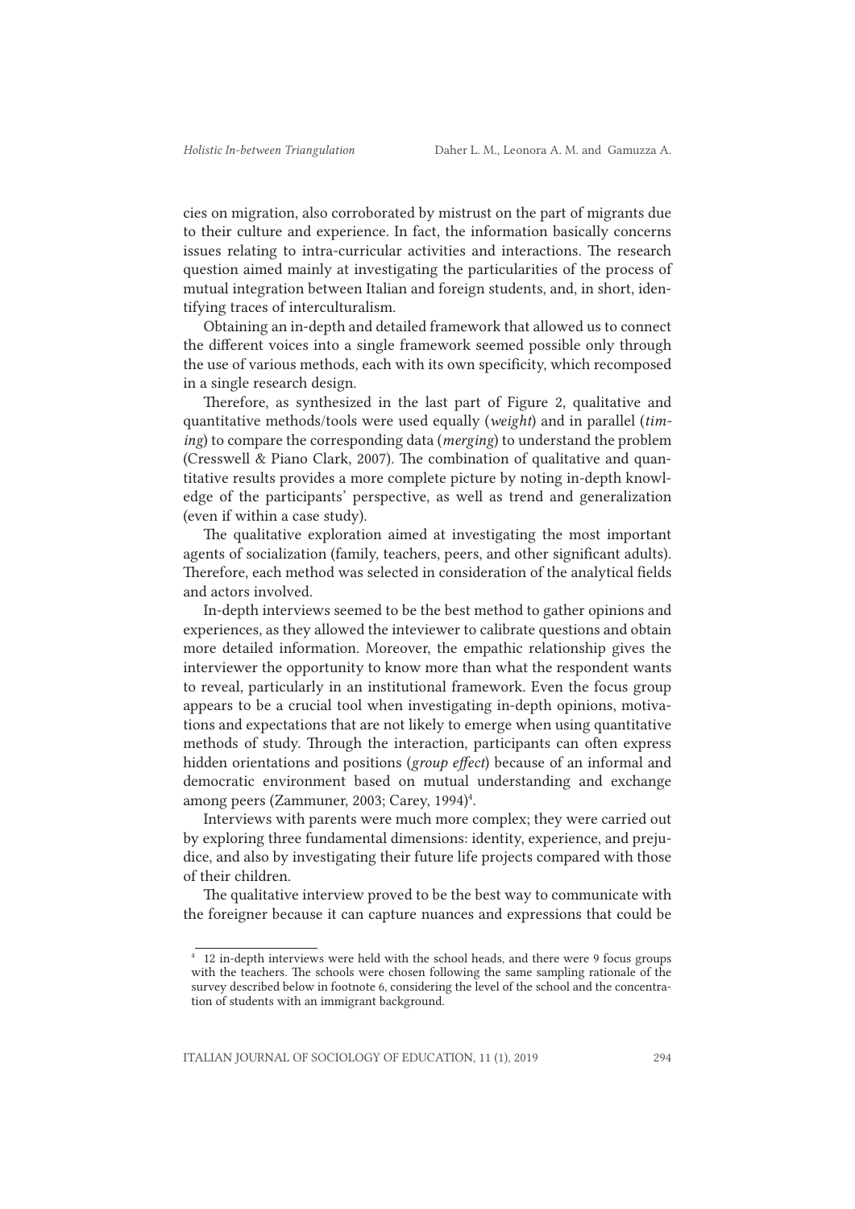cies on migration, also corroborated by mistrust on the part of migrants due to their culture and experience. In fact, the information basically concerns issues relating to intra-curricular activities and interactions. The research question aimed mainly at investigating the particularities of the process of mutual integration between Italian and foreign students, and, in short, identifying traces of interculturalism.

Obtaining an in-depth and detailed framework that allowed us to connect the different voices into a single framework seemed possible only through the use of various methods, each with its own specificity, which recomposed in a single research design.

Therefore, as synthesized in the last part of Figure 2, qualitative and quantitative methods/tools were used equally (*weight*) and in parallel (*timing*) to compare the corresponding data (*merging*) to understand the problem (Cresswell & Piano Clark, 2007). The combination of qualitative and quantitative results provides a more complete picture by noting in-depth knowledge of the participants' perspective, as well as trend and generalization (even if within a case study).

The qualitative exploration aimed at investigating the most important agents of socialization (family, teachers, peers, and other significant adults). Therefore, each method was selected in consideration of the analytical fields and actors involved.

In-depth interviews seemed to be the best method to gather opinions and experiences, as they allowed the inteviewer to calibrate questions and obtain more detailed information. Moreover, the empathic relationship gives the interviewer the opportunity to know more than what the respondent wants to reveal, particularly in an institutional framework. Even the focus group appears to be a crucial tool when investigating in-depth opinions, motivations and expectations that are not likely to emerge when using quantitative methods of study. Through the interaction, participants can often express hidden orientations and positions (*group effect*) because of an informal and democratic environment based on mutual understanding and exchange among peers (Zammuner, 2003; Carey, 1994)[4].

Interviews with parents were much more complex; they were carried out by exploring three fundamental dimensions: identity, experience, and prejudice, and also by investigating their future life projects compared with those of their children.

The qualitative interview proved to be the best way to communicate with the foreigner because it can capture nuances and expressions that could be

[4] 12 in-depth interviews were held with the school heads, and there were 9 focus groups with the teachers. The schools were chosen following the same sampling rationale of the survey described below in footnote 6, considering the level of the school and the concentration of students with an immigrant background.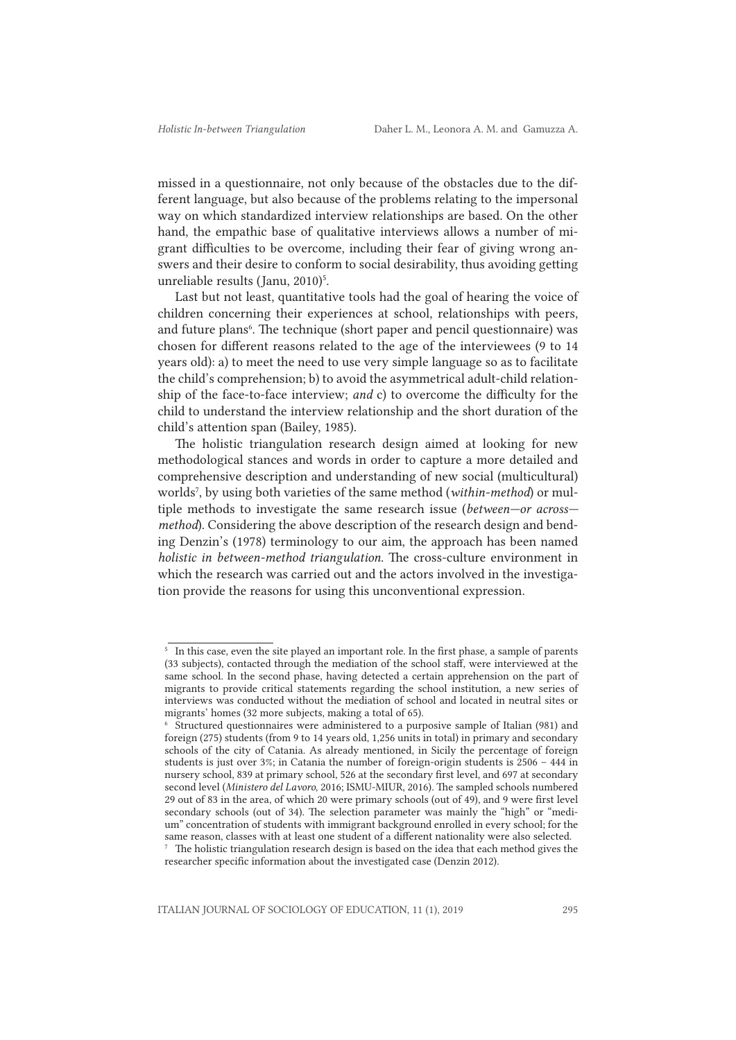missed in a questionnaire, not only because of the obstacles due to the different language, but also because of the problems relating to the impersonal way on which standardized interview relationships are based. On the other hand, the empathic base of qualitative interviews allows a number of migrant difficulties to be overcome, including their fear of giving wrong answers and their desire to conform to social desirability, thus avoiding getting unreliable results (Janu, 2010)[5].

Last but not least, quantitative tools had the goal of hearing the voice of children concerning their experiences at school, relationships with peers, and future plans[6]. The technique (short paper and pencil questionnaire) was chosen for different reasons related to the age of the interviewees (9 to 14 years old): a) to meet the need to use very simple language so as to facilitate the child's comprehension; b) to avoid the asymmetrical adult-child relationship of the face-to-face interview; *and* c) to overcome the difficulty for the child to understand the interview relationship and the short duration of the child's attention span (Bailey, 1985).

The holistic triangulation research design aimed at looking for new methodological stances and words in order to capture a more detailed and comprehensive description and understanding of new social (multicultural) worlds[7], by using both varieties of the same method (*within-method*) or multiple methods to investigate the same research issue (*between—or across—method*). Considering the above description of the research design and bending Denzin's (1978) terminology to our aim, the approach has been named *holistic in between-method triangulation*. The cross-culture environment in which the research was carried out and the actors involved in the investigation provide the reasons for using this unconventional expression.

---

[5] In this case, even the site played an important role. In the first phase, a sample of parents (33 subjects), contacted through the mediation of the school staff, were interviewed at the same school. In the second phase, having detected a certain apprehension on the part of migrants to provide critical statements regarding the school institution, a new series of interviews was conducted without the mediation of school and located in neutral sites or migrants' homes (32 more subjects, making a total of 65).

[6] Structured questionnaires were administered to a purposive sample of Italian (981) and foreign (275) students (from 9 to 14 years old, 1,256 units in total) in primary and secondary schools of the city of Catania. As already mentioned, in Sicily the percentage of foreign students is just over 3%; in Catania the number of foreign-origin students is 2506 – 444 in nursery school, 839 at primary school, 526 at the secondary first level, and 697 at secondary second level (*Ministero del Lavoro*, 2016; ISMU-MIUR, 2016). The sampled schools numbered 29 out of 83 in the area, of which 20 were primary schools (out of 49), and 9 were first level secondary schools (out of 34). The selection parameter was mainly the "high" or "medium" concentration of students with immigrant background enrolled in every school; for the same reason, classes with at least one student of a different nationality were also selected.

[7] The holistic triangulation research design is based on the idea that each method gives the researcher specific information about the investigated case (Denzin 2012).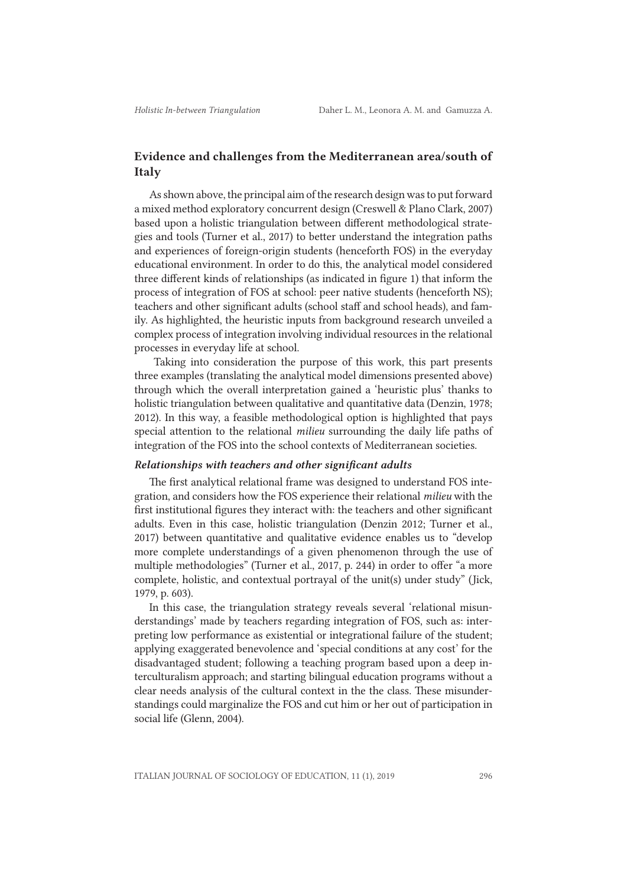## Evidence and challenges from the Mediterranean area/south of Italy

As shown above, the principal aim of the research design was to put forward a mixed method exploratory concurrent design (Creswell & Plano Clark, 2007) based upon a holistic triangulation between different methodological strategies and tools (Turner et al., 2017) to better understand the integration paths and experiences of foreign-origin students (henceforth FOS) in the everyday educational environment. In order to do this, the analytical model considered three different kinds of relationships (as indicated in figure 1) that inform the process of integration of FOS at school: peer native students (henceforth NS); teachers and other significant adults (school staff and school heads), and family. As highlighted, the heuristic inputs from background research unveiled a complex process of integration involving individual resources in the relational processes in everyday life at school.

Taking into consideration the purpose of this work, this part presents three examples (translating the analytical model dimensions presented above) through which the overall interpretation gained a 'heuristic plus' thanks to holistic triangulation between qualitative and quantitative data (Denzin, 1978; 2012). In this way, a feasible methodological option is highlighted that pays special attention to the relational *milieu* surrounding the daily life paths of integration of the FOS into the school contexts of Mediterranean societies.

### *Relationships with teachers and other significant adults*

The first analytical relational frame was designed to understand FOS integration, and considers how the FOS experience their relational *milieu* with the first institutional figures they interact with: the teachers and other significant adults. Even in this case, holistic triangulation (Denzin 2012; Turner et al., 2017) between quantitative and qualitative evidence enables us to "develop more complete understandings of a given phenomenon through the use of multiple methodologies" (Turner et al., 2017, p. 244) in order to offer "a more complete, holistic, and contextual portrayal of the unit(s) under study" (Jick, 1979, p. 603).

In this case, the triangulation strategy reveals several 'relational misunderstandings' made by teachers regarding integration of FOS, such as: interpreting low performance as existential or integrational failure of the student; applying exaggerated benevolence and 'special conditions at any cost' for the disadvantaged student; following a teaching program based upon a deep interculturalism approach; and starting bilingual education programs without a clear needs analysis of the cultural context in the the class. These misunderstandings could marginalize the FOS and cut him or her out of participation in social life (Glenn, 2004).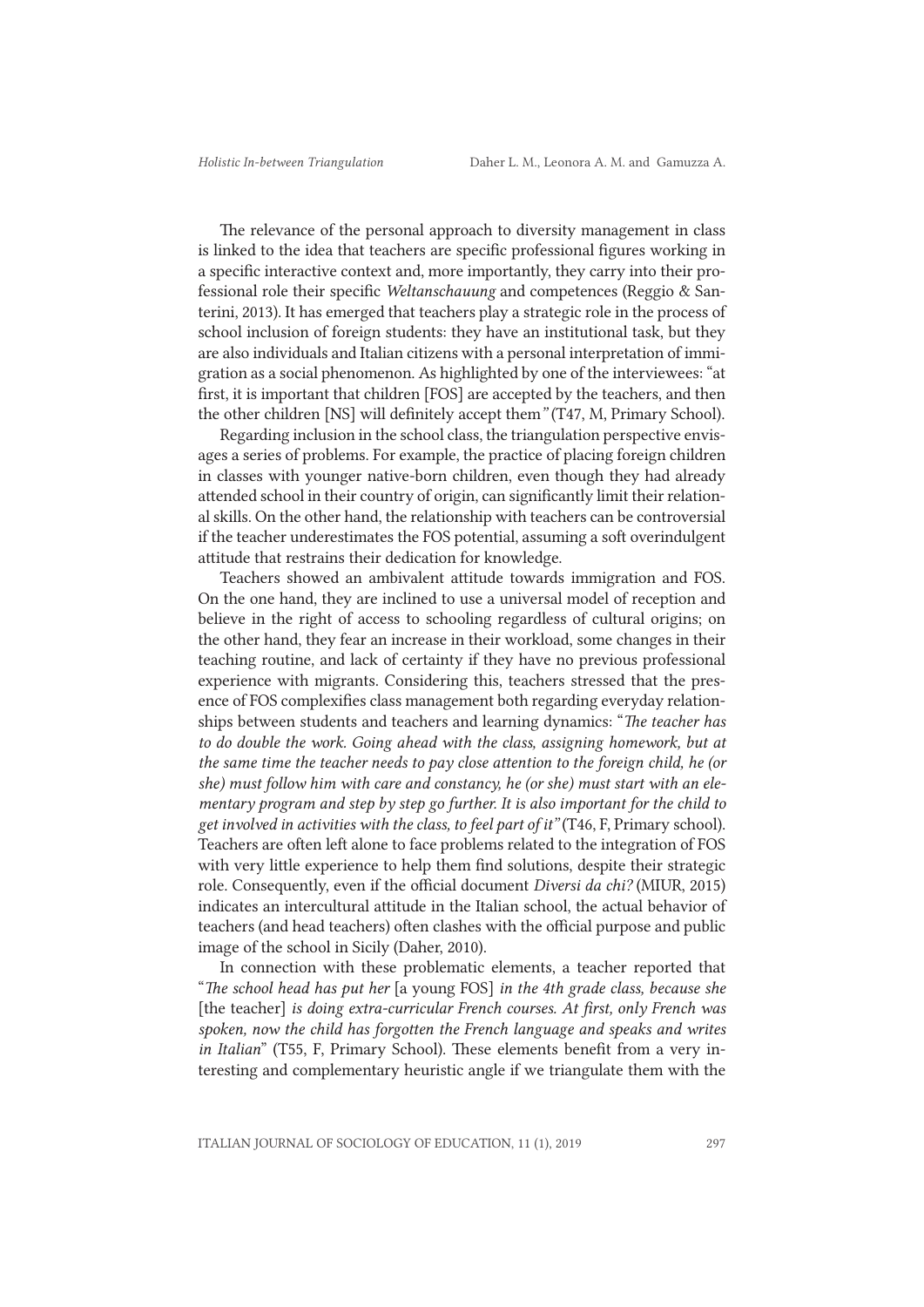The relevance of the personal approach to diversity management in class is linked to the idea that teachers are specific professional figures working in a specific interactive context and, more importantly, they carry into their professional role their specific *Weltanschauung* and competences (Reggio & Santerini, 2013). It has emerged that teachers play a strategic role in the process of school inclusion of foreign students: they have an institutional task, but they are also individuals and Italian citizens with a personal interpretation of immigration as a social phenomenon. As highlighted by one of the interviewees: "at first, it is important that children [FOS] are accepted by the teachers, and then the other children [NS] will definitely accept them*"* (T47, M, Primary School).

Regarding inclusion in the school class, the triangulation perspective envisages a series of problems. For example, the practice of placing foreign children in classes with younger native-born children, even though they had already attended school in their country of origin, can significantly limit their relational skills. On the other hand, the relationship with teachers can be controversial if the teacher underestimates the FOS potential, assuming a soft overindulgent attitude that restrains their dedication for knowledge.

Teachers showed an ambivalent attitude towards immigration and FOS. On the one hand, they are inclined to use a universal model of reception and believe in the right of access to schooling regardless of cultural origins; on the other hand, they fear an increase in their workload, some changes in their teaching routine, and lack of certainty if they have no previous professional experience with migrants. Considering this, teachers stressed that the presence of FOS complexifies class management both regarding everyday relationships between students and teachers and learning dynamics: "*The teacher has to do double the work. Going ahead with the class, assigning homework, but at the same time the teacher needs to pay close attention to the foreign child, he (or she) must follow him with care and constancy, he (or she) must start with an elementary program and step by step go further. It is also important for the child to get involved in activities with the class, to feel part of it"* (T46, F, Primary school). Teachers are often left alone to face problems related to the integration of FOS with very little experience to help them find solutions, despite their strategic role. Consequently, even if the official document *Diversi da chi?* (MIUR, 2015) indicates an intercultural attitude in the Italian school, the actual behavior of teachers (and head teachers) often clashes with the official purpose and public image of the school in Sicily (Daher, 2010).

In connection with these problematic elements, a teacher reported that "*The school head has put her* [a young FOS] *in the 4th grade class, because she* [the teacher] *is doing extra-curricular French courses. At first, only French was spoken, now the child has forgotten the French language and speaks and writes in Italian*" (T55, F, Primary School). These elements benefit from a very interesting and complementary heuristic angle if we triangulate them with the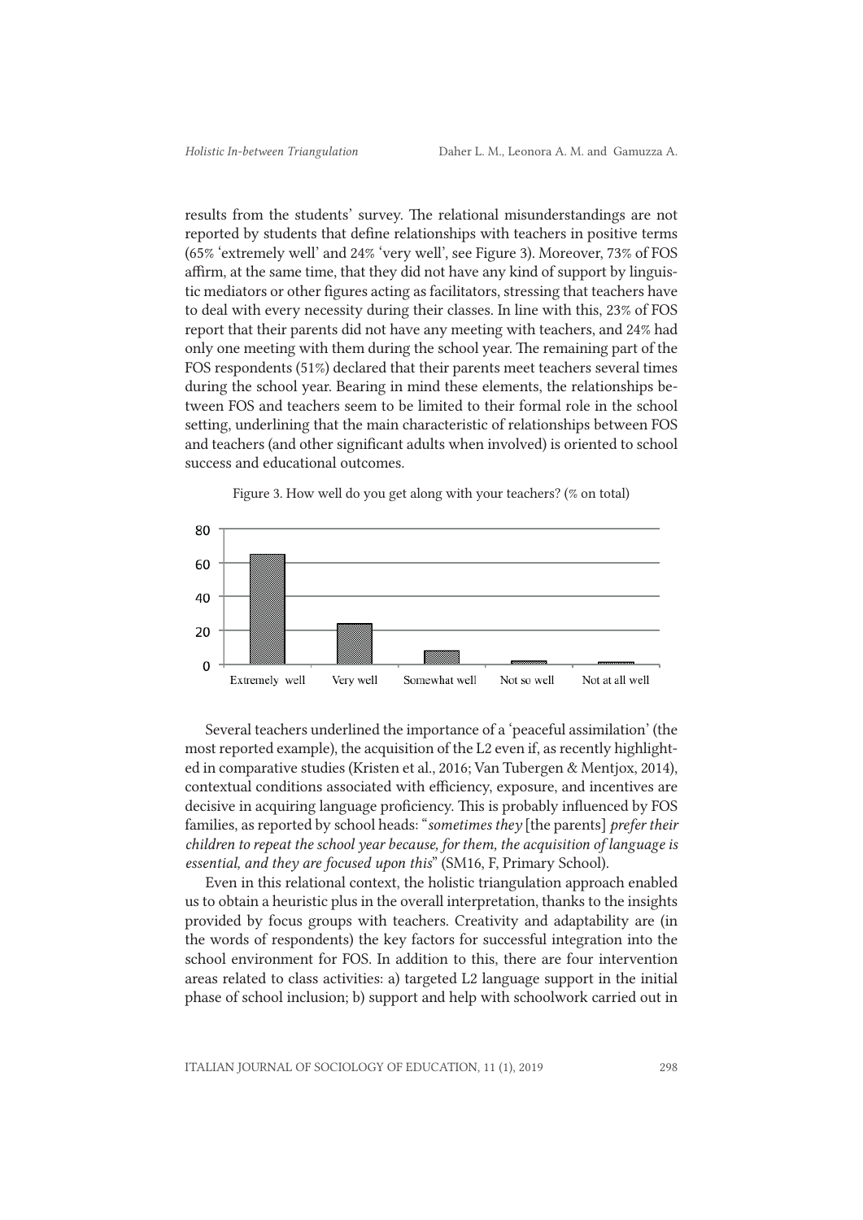results from the students' survey. The relational misunderstandings are not reported by students that define relationships with teachers in positive terms (65% 'extremely well' and 24% 'very well', see Figure 3). Moreover, 73% of FOS affirm, at the same time, that they did not have any kind of support by linguistic mediators or other figures acting as facilitators, stressing that teachers have to deal with every necessity during their classes. In line with this, 23% of FOS report that their parents did not have any meeting with teachers, and 24% had only one meeting with them during the school year. The remaining part of the FOS respondents (51%) declared that their parents meet teachers several times during the school year. Bearing in mind these elements, the relationships between FOS and teachers seem to be limited to their formal role in the school setting, underlining that the main characteristic of relationships between FOS and teachers (and other significant adults when involved) is oriented to school success and educational outcomes.

Figure 3. How well do you get along with your teachers? (% on total)

Several teachers underlined the importance of a 'peaceful assimilation' (the most reported example), the acquisition of the L2 even if, as recently highlighted in comparative studies (Kristen et al., 2016; Van Tubergen & Mentjox, 2014), contextual conditions associated with efficiency, exposure, and incentives are decisive in acquiring language proficiency. This is probably influenced by FOS families, as reported by school heads: "*sometimes they* [the parents] *prefer their children to repeat the school year because, for them, the acquisition of language is essential, and they are focused upon this*" (SM16, F, Primary School).

Even in this relational context, the holistic triangulation approach enabled us to obtain a heuristic plus in the overall interpretation, thanks to the insights provided by focus groups with teachers. Creativity and adaptability are (in the words of respondents) the key factors for successful integration into the school environment for FOS. In addition to this, there are four intervention areas related to class activities: a) targeted L2 language support in the initial phase of school inclusion; b) support and help with schoolwork carried out in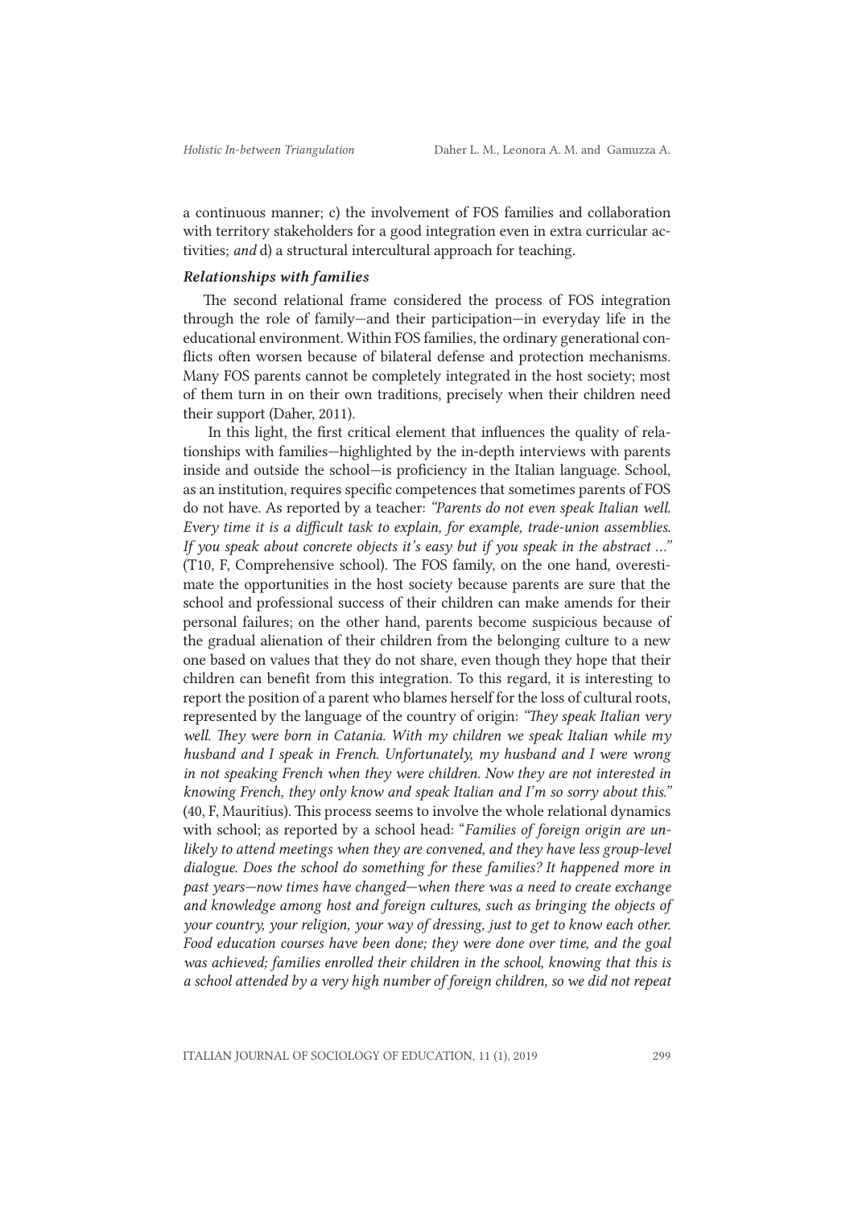a continuous manner; c) the involvement of FOS families and collaboration with territory stakeholders for a good integration even in extra curricular activities; *and* d) a structural intercultural approach for teaching.

### *Relationships with families*

The second relational frame considered the process of FOS integration through the role of family—and their participation—in everyday life in the educational environment. Within FOS families, the ordinary generational conflicts often worsen because of bilateral defense and protection mechanisms. Many FOS parents cannot be completely integrated in the host society; most of them turn in on their own traditions, precisely when their children need their support (Daher, 2011).

In this light, the first critical element that influences the quality of relationships with families—highlighted by the in-depth interviews with parents inside and outside the school—is proficiency in the Italian language. School, as an institution, requires specific competences that sometimes parents of FOS do not have. As reported by a teacher: *"Parents do not even speak Italian well. Every time it is a difficult task to explain, for example, trade-union assemblies. If you speak about concrete objects it's easy but if you speak in the abstract …"* (T10, F, Comprehensive school). The FOS family, on the one hand, overestimate the opportunities in the host society because parents are sure that the school and professional success of their children can make amends for their personal failures; on the other hand, parents become suspicious because of the gradual alienation of their children from the belonging culture to a new one based on values that they do not share, even though they hope that their children can benefit from this integration. To this regard, it is interesting to report the position of a parent who blames herself for the loss of cultural roots, represented by the language of the country of origin: *"They speak Italian very well. They were born in Catania. With my children we speak Italian while my husband and I speak in French. Unfortunately, my husband and I were wrong in not speaking French when they were children. Now they are not interested in knowing French, they only know and speak Italian and I'm so sorry about this."* (40, F, Mauritius). This process seems to involve the whole relational dynamics with school; as reported by a school head: "*Families of foreign origin are unlikely to attend meetings when they are convened, and they have less group-level dialogue. Does the school do something for these families? It happened more in past years—now times have changed—when there was a need to create exchange and knowledge among host and foreign cultures, such as bringing the objects of your country, your religion, your way of dressing, just to get to know each other. Food education courses have been done; they were done over time, and the goal was achieved; families enrolled their children in the school, knowing that this is a school attended by a very high number of foreign children, so we did not repeat*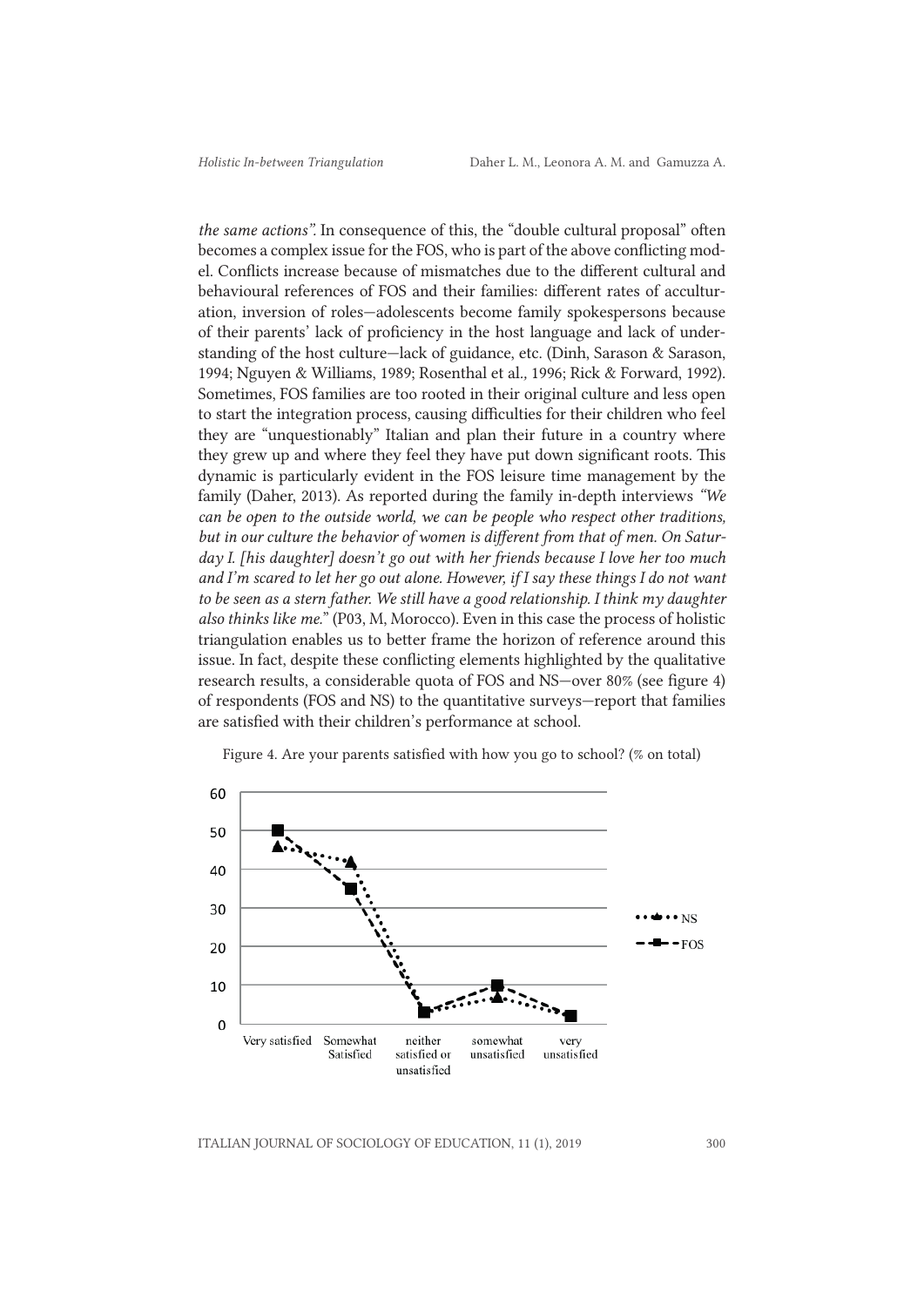*the same actions"*. In consequence of this, the "double cultural proposal" often becomes a complex issue for the FOS, who is part of the above conflicting model. Conflicts increase because of mismatches due to the different cultural and behavioural references of FOS and their families: different rates of acculturation, inversion of roles—adolescents become family spokespersons because of their parents' lack of proficiency in the host language and lack of understanding of the host culture—lack of guidance, etc. (Dinh, Sarason & Sarason, 1994; Nguyen & Williams, 1989; Rosenthal et al., 1996; Rick & Forward, 1992). Sometimes, FOS families are too rooted in their original culture and less open to start the integration process, causing difficulties for their children who feel they are "unquestionably" Italian and plan their future in a country where they grew up and where they feel they have put down significant roots. This dynamic is particularly evident in the FOS leisure time management by the family (Daher, 2013). As reported during the family in-depth interviews *"We can be open to the outside world, we can be people who respect other traditions, but in our culture the behavior of women is different from that of men. On Saturday I. [his daughter] doesn't go out with her friends because I love her too much and I'm scared to let her go out alone. However, if I say these things I do not want to be seen as a stern father. We still have a good relationship. I think my daughter also thinks like me."* (P03, M, Morocco). Even in this case the process of holistic triangulation enables us to better frame the horizon of reference around this issue. In fact, despite these conflicting elements highlighted by the qualitative research results, a considerable quota of FOS and NS—over 80% (see figure 4) of respondents (FOS and NS) to the quantitative surveys—report that families are satisfied with their children's performance at school.

Figure 4. Are your parents satisfied with how you go to school? (% on total)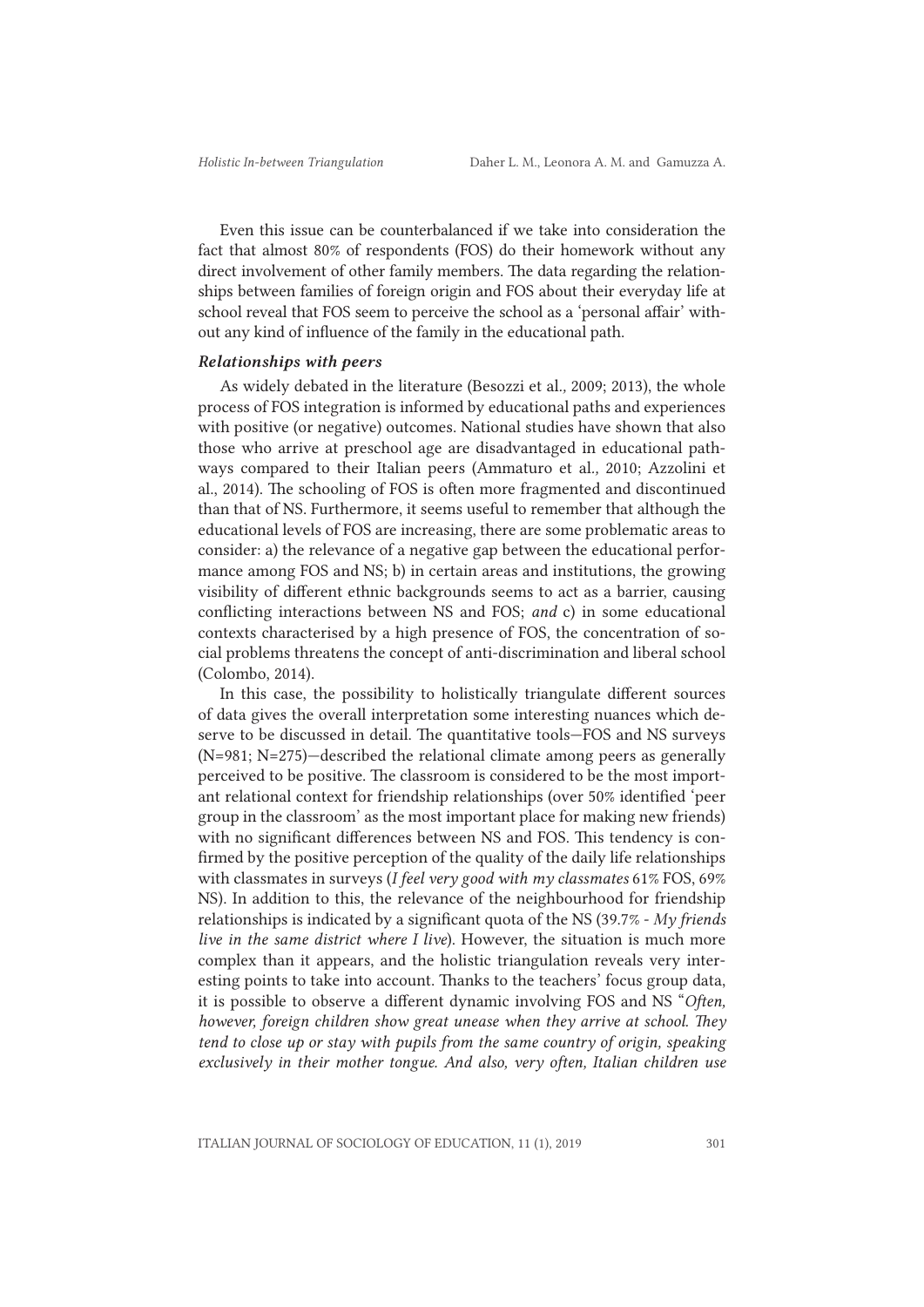Even this issue can be counterbalanced if we take into consideration the fact that almost 80% of respondents (FOS) do their homework without any direct involvement of other family members. The data regarding the relationships between families of foreign origin and FOS about their everyday life at school reveal that FOS seem to perceive the school as a 'personal affair' without any kind of influence of the family in the educational path.

### *Relationships with peers*

As widely debated in the literature (Besozzi et al., 2009; 2013), the whole process of FOS integration is informed by educational paths and experiences with positive (or negative) outcomes. National studies have shown that also those who arrive at preschool age are disadvantaged in educational pathways compared to their Italian peers (Ammaturo et al., 2010; Azzolini et al., 2014). The schooling of FOS is often more fragmented and discontinued than that of NS. Furthermore, it seems useful to remember that although the educational levels of FOS are increasing, there are some problematic areas to consider: a) the relevance of a negative gap between the educational performance among FOS and NS; b) in certain areas and institutions, the growing visibility of different ethnic backgrounds seems to act as a barrier, causing conflicting interactions between NS and FOS; *and* c) in some educational contexts characterised by a high presence of FOS, the concentration of social problems threatens the concept of anti-discrimination and liberal school (Colombo, 2014).

In this case, the possibility to holistically triangulate different sources of data gives the overall interpretation some interesting nuances which deserve to be discussed in detail. The quantitative tools—FOS and NS surveys (N=981; N=275)—described the relational climate among peers as generally perceived to be positive. The classroom is considered to be the most important relational context for friendship relationships (over 50% identified 'peer group in the classroom' as the most important place for making new friends) with no significant differences between NS and FOS. This tendency is confirmed by the positive perception of the quality of the daily life relationships with classmates in surveys (*I feel very good with my classmates* 61% FOS, 69% NS). In addition to this, the relevance of the neighbourhood for friendship relationships is indicated by a significant quota of the NS (39.7% - *My friends live in the same district where I live*). However, the situation is much more complex than it appears, and the holistic triangulation reveals very interesting points to take into account. Thanks to the teachers' focus group data, it is possible to observe a different dynamic involving FOS and NS "*Often, however, foreign children show great unease when they arrive at school. They tend to close up or stay with pupils from the same country of origin, speaking exclusively in their mother tongue. And also, very often, Italian children use*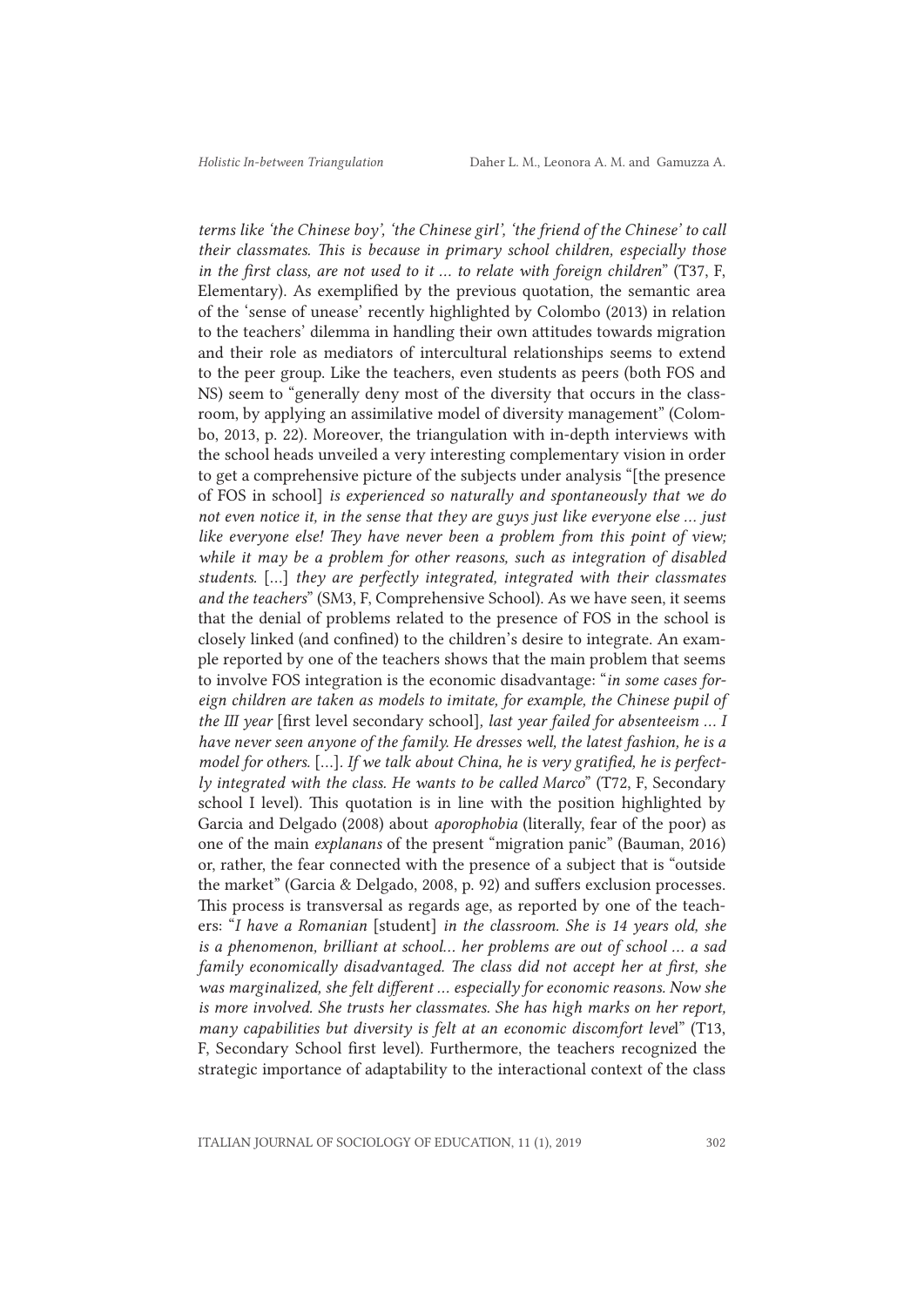*terms like 'the Chinese boy', 'the Chinese girl', 'the friend of the Chinese' to call their classmates. This is because in primary school children, especially those in the first class, are not used to it ... to relate with foreign children*" (T37, F, Elementary). As exemplified by the previous quotation, the semantic area of the 'sense of unease' recently highlighted by Colombo (2013) in relation to the teachers' dilemma in handling their own attitudes towards migration and their role as mediators of intercultural relationships seems to extend to the peer group. Like the teachers, even students as peers (both FOS and NS) seem to "generally deny most of the diversity that occurs in the classroom, by applying an assimilative model of diversity management" (Colombo, 2013, p. 22). Moreover, the triangulation with in-depth interviews with the school heads unveiled a very interesting complementary vision in order to get a comprehensive picture of the subjects under analysis "[the presence of FOS in school] *is experienced so naturally and spontaneously that we do not even notice it, in the sense that they are guys just like everyone else ... just like everyone else! They have never been a problem from this point of view; while it may be a problem for other reasons, such as integration of disabled students.* [...] *they are perfectly integrated, integrated with their classmates and the teachers*" (SM3, F, Comprehensive School). As we have seen, it seems that the denial of problems related to the presence of FOS in the school is closely linked (and confined) to the children's desire to integrate. An example reported by one of the teachers shows that the main problem that seems to involve FOS integration is the economic disadvantage: "*in some cases foreign children are taken as models to imitate, for example, the Chinese pupil of the III year* [first level secondary school], *last year failed for absenteeism ... I have never seen anyone of the family. He dresses well, the latest fashion, he is a model for others.* [...]. *If we talk about China, he is very gratified, he is perfectly integrated with the class. He wants to be called Marco*" (T72, F, Secondary school I level). This quotation is in line with the position highlighted by Garcia and Delgado (2008) about *aporophobia* (literally, fear of the poor) as one of the main *explanans* of the present "migration panic" (Bauman, 2016) or, rather, the fear connected with the presence of a subject that is "outside the market" (Garcia & Delgado, 2008, p. 92) and suffers exclusion processes. This process is transversal as regards age, as reported by one of the teachers: "*I have a Romanian* [student] *in the classroom. She is 14 years old, she is a phenomenon, brilliant at school... her problems are out of school ... a sad family economically disadvantaged. The class did not accept her at first, she was marginalized, she felt different ... especially for economic reasons. Now she is more involved. She trusts her classmates. She has high marks on her report, many capabilities but diversity is felt at an economic discomfort level*" (T13, F, Secondary School first level). Furthermore, the teachers recognized the strategic importance of adaptability to the interactional context of the class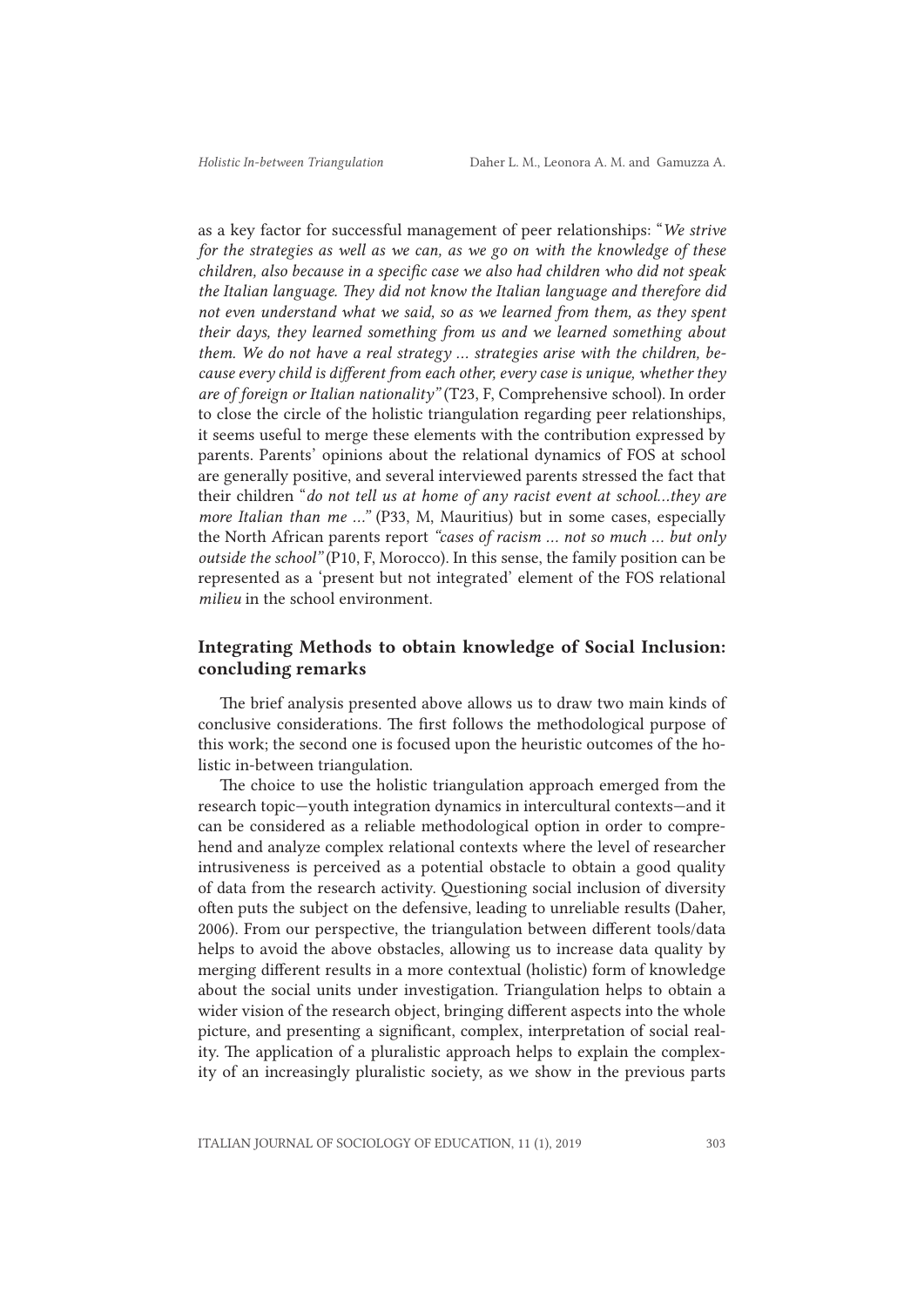as a key factor for successful management of peer relationships: "*We strive for the strategies as well as we can, as we go on with the knowledge of these children, also because in a specific case we also had children who did not speak the Italian language. They did not know the Italian language and therefore did not even understand what we said, so as we learned from them, as they spent their days, they learned something from us and we learned something about them. We do not have a real strategy … strategies arise with the children, because every child is different from each other, every case is unique, whether they are of foreign or Italian nationality"* (T23, F, Comprehensive school). In order to close the circle of the holistic triangulation regarding peer relationships, it seems useful to merge these elements with the contribution expressed by parents. Parents' opinions about the relational dynamics of FOS at school are generally positive, and several interviewed parents stressed the fact that their children "*do not tell us at home of any racist event at school…they are more Italian than me …*" (P33, M, Mauritius) but in some cases, especially the North African parents report *"cases of racism … not so much … but only outside the school"* (P10, F, Morocco). In this sense, the family position can be represented as a 'present but not integrated' element of the FOS relational *milieu* in the school environment.

## Integrating Methods to obtain knowledge of Social Inclusion: concluding remarks

The brief analysis presented above allows us to draw two main kinds of conclusive considerations. The first follows the methodological purpose of this work; the second one is focused upon the heuristic outcomes of the holistic in-between triangulation.

The choice to use the holistic triangulation approach emerged from the research topic—youth integration dynamics in intercultural contexts—and it can be considered as a reliable methodological option in order to comprehend and analyze complex relational contexts where the level of researcher intrusiveness is perceived as a potential obstacle to obtain a good quality of data from the research activity. Questioning social inclusion of diversity often puts the subject on the defensive, leading to unreliable results (Daher, 2006). From our perspective, the triangulation between different tools/data helps to avoid the above obstacles, allowing us to increase data quality by merging different results in a more contextual (holistic) form of knowledge about the social units under investigation. Triangulation helps to obtain a wider vision of the research object, bringing different aspects into the whole picture, and presenting a significant, complex, interpretation of social reality. The application of a pluralistic approach helps to explain the complexity of an increasingly pluralistic society, as we show in the previous parts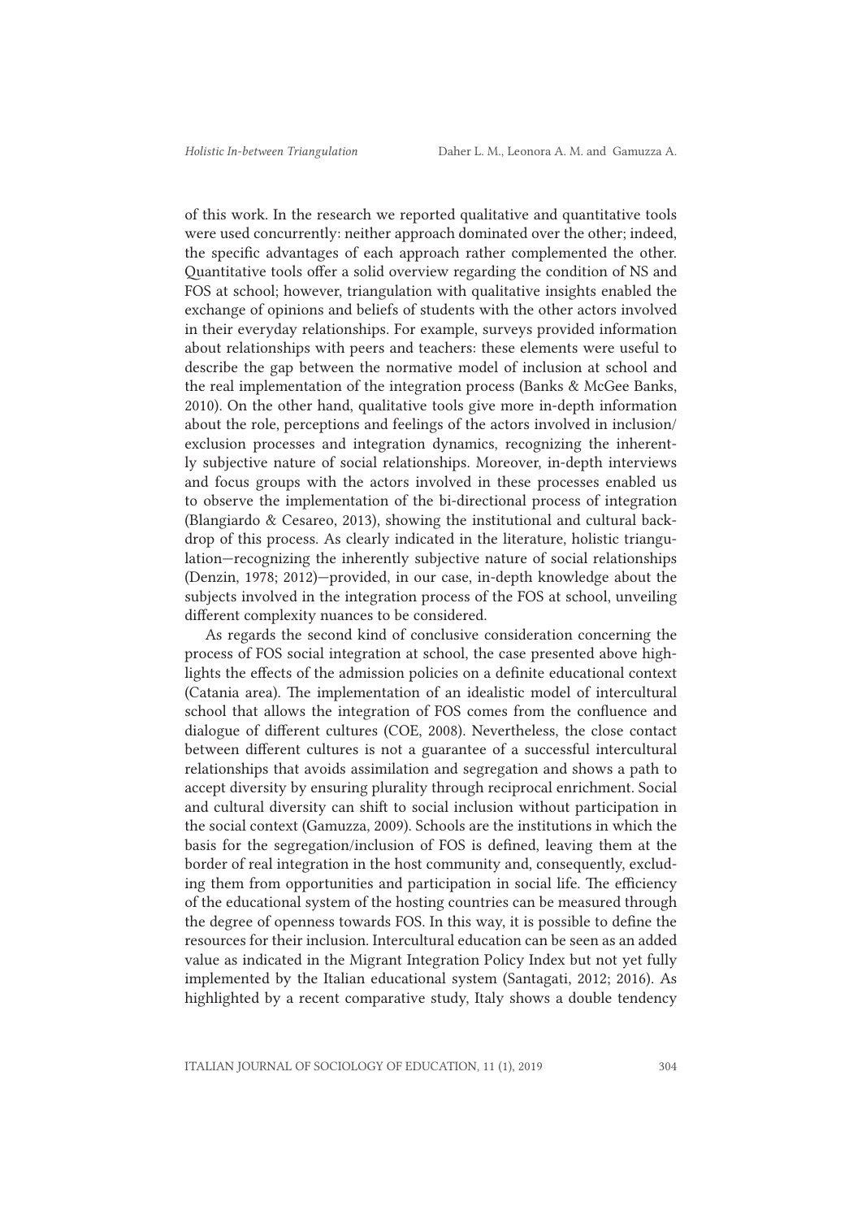of this work. In the research we reported qualitative and quantitative tools were used concurrently: neither approach dominated over the other; indeed, the specific advantages of each approach rather complemented the other. Quantitative tools offer a solid overview regarding the condition of NS and FOS at school; however, triangulation with qualitative insights enabled the exchange of opinions and beliefs of students with the other actors involved in their everyday relationships. For example, surveys provided information about relationships with peers and teachers: these elements were useful to describe the gap between the normative model of inclusion at school and the real implementation of the integration process (Banks & McGee Banks, 2010). On the other hand, qualitative tools give more in-depth information about the role, perceptions and feelings of the actors involved in inclusion/exclusion processes and integration dynamics, recognizing the inherently subjective nature of social relationships. Moreover, in-depth interviews and focus groups with the actors involved in these processes enabled us to observe the implementation of the bi-directional process of integration (Blangiardo & Cesareo, 2013), showing the institutional and cultural backdrop of this process. As clearly indicated in the literature, holistic triangulation—recognizing the inherently subjective nature of social relationships (Denzin, 1978; 2012)—provided, in our case, in-depth knowledge about the subjects involved in the integration process of the FOS at school, unveiling different complexity nuances to be considered.

As regards the second kind of conclusive consideration concerning the process of FOS social integration at school, the case presented above highlights the effects of the admission policies on a definite educational context (Catania area). The implementation of an idealistic model of intercultural school that allows the integration of FOS comes from the confluence and dialogue of different cultures (COE, 2008). Nevertheless, the close contact between different cultures is not a guarantee of a successful intercultural relationships that avoids assimilation and segregation and shows a path to accept diversity by ensuring plurality through reciprocal enrichment. Social and cultural diversity can shift to social inclusion without participation in the social context (Gamuzza, 2009). Schools are the institutions in which the basis for the segregation/inclusion of FOS is defined, leaving them at the border of real integration in the host community and, consequently, excluding them from opportunities and participation in social life. The efficiency of the educational system of the hosting countries can be measured through the degree of openness towards FOS. In this way, it is possible to define the resources for their inclusion. Intercultural education can be seen as an added value as indicated in the Migrant Integration Policy Index but not yet fully implemented by the Italian educational system (Santagati, 2012; 2016). As highlighted by a recent comparative study, Italy shows a double tendency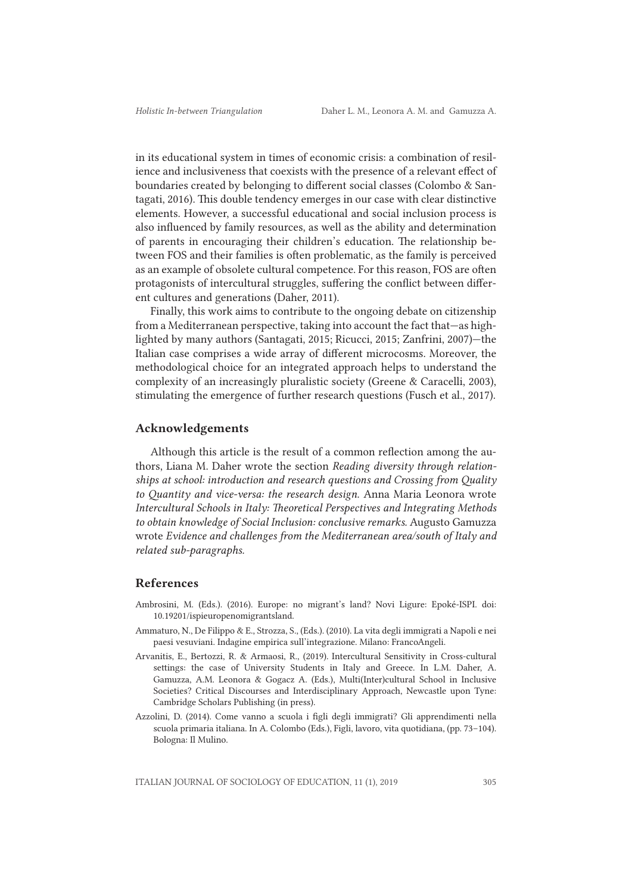in its educational system in times of economic crisis: a combination of resilience and inclusiveness that coexists with the presence of a relevant effect of boundaries created by belonging to different social classes (Colombo & Santagati, 2016). This double tendency emerges in our case with clear distinctive elements. However, a successful educational and social inclusion process is also influenced by family resources, as well as the ability and determination of parents in encouraging their children's education. The relationship between FOS and their families is often problematic, as the family is perceived as an example of obsolete cultural competence. For this reason, FOS are often protagonists of intercultural struggles, suffering the conflict between different cultures and generations (Daher, 2011).

Finally, this work aims to contribute to the ongoing debate on citizenship from a Mediterranean perspective, taking into account the fact that—as highlighted by many authors (Santagati, 2015; Ricucci, 2015; Zanfrini, 2007)—the Italian case comprises a wide array of different microcosms. Moreover, the methodological choice for an integrated approach helps to understand the complexity of an increasingly pluralistic society (Greene & Caracelli, 2003), stimulating the emergence of further research questions (Fusch et al., 2017).

## Acknowledgements

Although this article is the result of a common reflection among the authors, Liana M. Daher wrote the section *Reading diversity through relationships at school: introduction and research questions and Crossing from Quality to Quantity and vice-versa: the research design.* Anna Maria Leonora wrote *Intercultural Schools in Italy: Theoretical Perspectives and Integrating Methods to obtain knowledge of Social Inclusion: conclusive remarks.* Augusto Gamuzza wrote *Evidence and challenges from the Mediterranean area/south of Italy and related sub-paragraphs.*

## References

Ambrosini, M. (Eds.). (2016). Europe: no migrant's land? Novi Ligure: Epoké-ISPI. doi: 10.19201/ispieuropenomigrantsland.

Ammaturo, N., De Filippo & E., Strozza, S., (Eds.). (2010). La vita degli immigrati a Napoli e nei paesi vesuviani. Indagine empirica sull'integrazione. Milano: FrancoAngeli.

Arvanitis, E., Bertozzi, R. & Armaosi, R., (2019). Intercultural Sensitivity in Cross-cultural settings: the case of University Students in Italy and Greece. In L.M. Daher, A. Gamuzza, A.M. Leonora & Gogacz A. (Eds.), Multi(Inter)cultural School in Inclusive Societies? Critical Discourses and Interdisciplinary Approach, Newcastle upon Tyne: Cambridge Scholars Publishing (in press).

Azzolini, D. (2014). Come vanno a scuola i figli degli immigrati? Gli apprendimenti nella scuola primaria italiana. In A. Colombo (Eds.), Figli, lavoro, vita quotidiana, (pp. 73–104). Bologna: Il Mulino.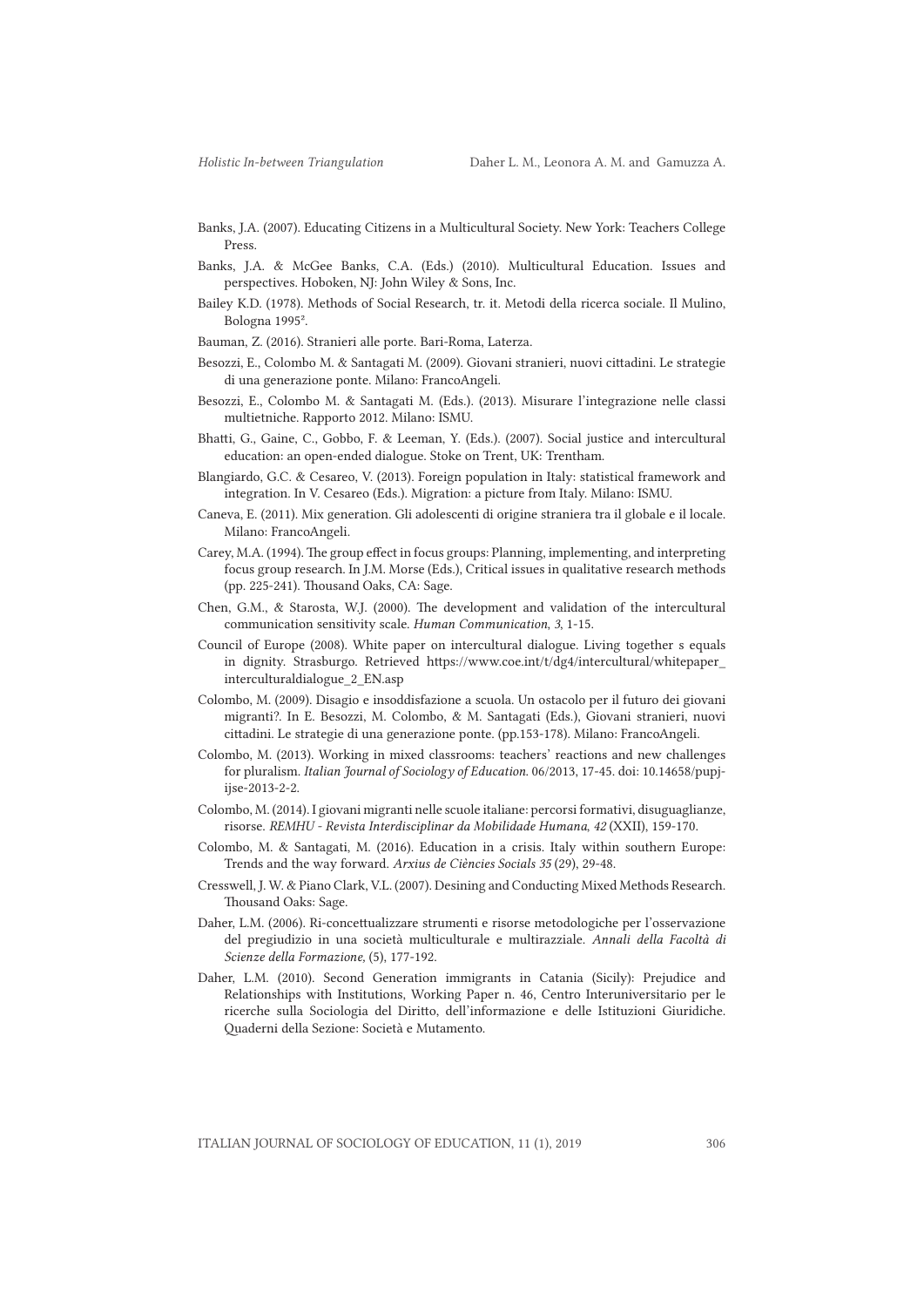Banks, J.A. (2007). Educating Citizens in a Multicultural Society. New York: Teachers College Press.

Banks, J.A. & McGee Banks, C.A. (Eds.) (2010). Multicultural Education. Issues and perspectives. Hoboken, NJ: John Wiley & Sons, Inc.

Bailey K.D. (1978). Methods of Social Research, tr. it. Metodi della ricerca sociale. Il Mulino, Bologna 1995².

Bauman, Z. (2016). Stranieri alle porte. Bari-Roma, Laterza.

Besozzi, E., Colombo M. & Santagati M. (2009). Giovani stranieri, nuovi cittadini. Le strategie di una generazione ponte. Milano: FrancoAngeli.

Besozzi, E., Colombo M. & Santagati M. (Eds.). (2013). Misurare l'integrazione nelle classi multietniche. Rapporto 2012. Milano: ISMU.

Bhatti, G., Gaine, C., Gobbo, F. & Leeman, Y. (Eds.). (2007). Social justice and intercultural education: an open-ended dialogue. Stoke on Trent, UK: Trentham.

Blangiardo, G.C. & Cesareo, V. (2013). Foreign population in Italy: statistical framework and integration. In V. Cesareo (Eds.). Migration: a picture from Italy. Milano: ISMU.

Caneva, E. (2011). Mix generation. Gli adolescenti di origine straniera tra il globale e il locale. Milano: FrancoAngeli.

Carey, M.A. (1994). The group effect in focus groups: Planning, implementing, and interpreting focus group research. In J.M. Morse (Eds.), Critical issues in qualitative research methods (pp. 225-241). Thousand Oaks, CA: Sage.

Chen, G.M., & Starosta, W.J. (2000). The development and validation of the intercultural communication sensitivity scale. *Human Communication*, *3*, 1-15.

Council of Europe (2008). White paper on intercultural dialogue. Living together s equals in dignity. Strasburgo. Retrieved https://www.coe.int/t/dg4/intercultural/whitepaper_interculturaldialogue_2_EN.asp

Colombo, M. (2009). Disagio e insoddisfazione a scuola. Un ostacolo per il futuro dei giovani migranti?. In E. Besozzi, M. Colombo, & M. Santagati (Eds.), Giovani stranieri, nuovi cittadini. Le strategie di una generazione ponte. (pp.153-178). Milano: FrancoAngeli.

Colombo, M. (2013). Working in mixed classrooms: teachers' reactions and new challenges for pluralism. *Italian Journal of Sociology of Education*. 06/2013, 17-45. doi: 10.14658/pupj-ijse-2013-2-2.

Colombo, M. (2014). I giovani migranti nelle scuole italiane: percorsi formativi, disuguaglianze, risorse. *REMHU - Revista Interdisciplinar da Mobilidade Humana*, *42* (XXII), 159-170.

Colombo, M. & Santagati, M. (2016). Education in a crisis. Italy within southern Europe: Trends and the way forward. *Arxius de Ciències Socials 35* (29), 29-48.

Cresswell, J. W. & Piano Clark, V.L. (2007). Desining and Conducting Mixed Methods Research. Thousand Oaks: Sage.

Daher, L.M. (2006). Ri-concettualizzare strumenti e risorse metodologiche per l'osservazione del pregiudizio in una società multiculturale e multirazziale. *Annali della Facoltà di Scienze della Formazione*, (5), 177-192.

Daher, L.M. (2010). Second Generation immigrants in Catania (Sicily): Prejudice and Relationships with Institutions, Working Paper n. 46, Centro Interuniversitario per le ricerche sulla Sociologia del Diritto, dell'informazione e delle Istituzioni Giuridiche. Quaderni della Sezione: Società e Mutamento.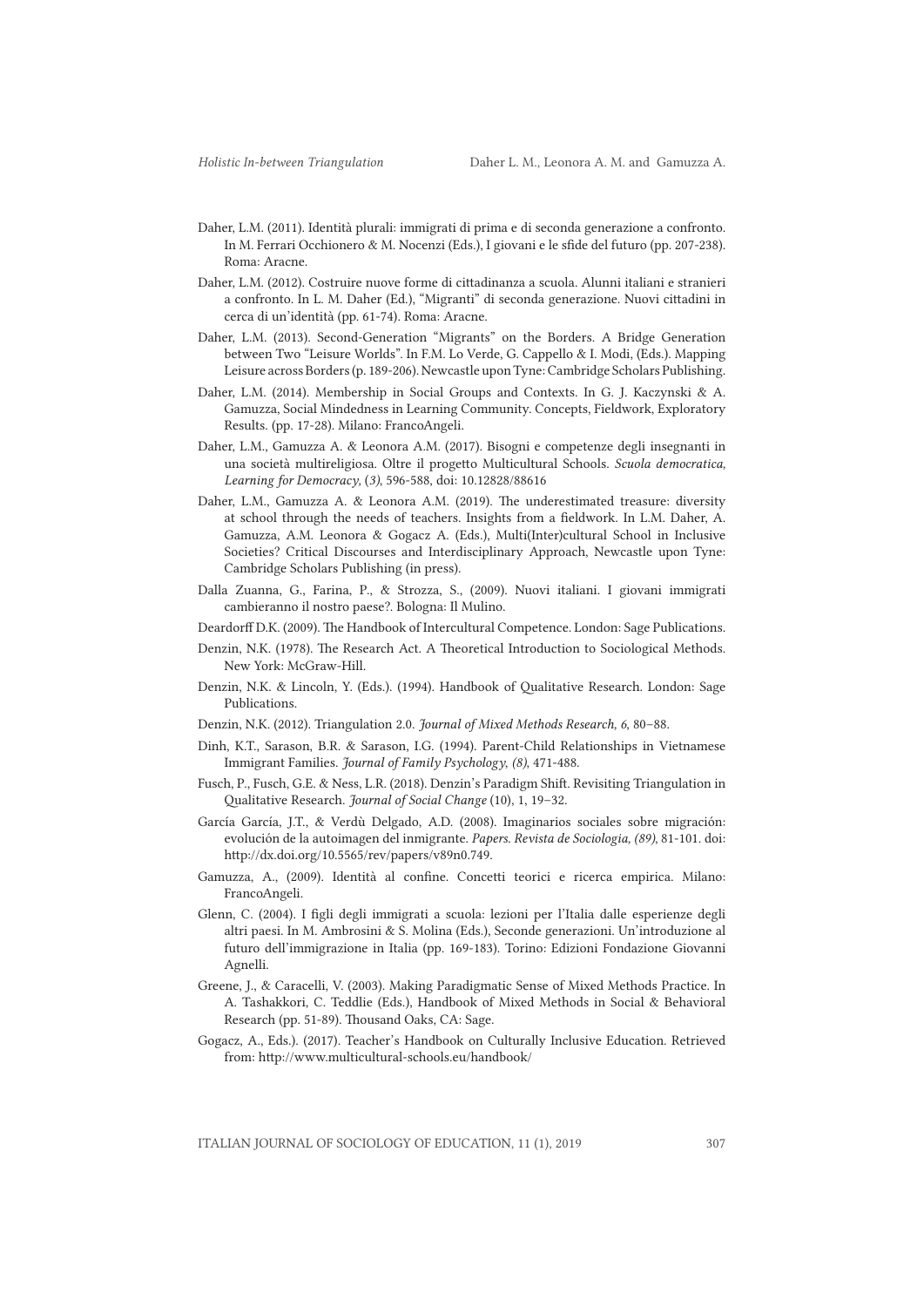Daher, L.M. (2011). Identità plurali: immigrati di prima e di seconda generazione a confronto. In M. Ferrari Occhionero & M. Nocenzi (Eds.), I giovani e le sfide del futuro (pp. 207-238). Roma: Aracne.

Daher, L.M. (2012). Costruire nuove forme di cittadinanza a scuola. Alunni italiani e stranieri a confronto. In L. M. Daher (Ed.), "Migranti" di seconda generazione. Nuovi cittadini in cerca di un'identità (pp. 61-74). Roma: Aracne.

Daher, L.M. (2013). Second-Generation "Migrants" on the Borders. A Bridge Generation between Two "Leisure Worlds". In F.M. Lo Verde, G. Cappello & I. Modi, (Eds.). Mapping Leisure across Borders (p. 189-206). Newcastle upon Tyne: Cambridge Scholars Publishing.

Daher, L.M. (2014). Membership in Social Groups and Contexts. In G. J. Kaczynski & A. Gamuzza, Social Mindedness in Learning Community. Concepts, Fieldwork, Exploratory Results. (pp. 17-28). Milano: FrancoAngeli.

Daher, L.M., Gamuzza A. & Leonora A.M. (2017). Bisogni e competenze degli insegnanti in una società multireligiosa. Oltre il progetto Multicultural Schools. *Scuola democratica, Learning for Democracy*, (*3*), 596-588, doi: 10.12828/88616

Daher, L.M., Gamuzza A. & Leonora A.M. (2019). The underestimated treasure: diversity at school through the needs of teachers. Insights from a fieldwork. In L.M. Daher, A. Gamuzza, A.M. Leonora & Gogacz A. (Eds.), Multi(Inter)cultural School in Inclusive Societies? Critical Discourses and Interdisciplinary Approach, Newcastle upon Tyne: Cambridge Scholars Publishing (in press).

Dalla Zuanna, G., Farina, P., & Strozza, S., (2009). Nuovi italiani. I giovani immigrati cambieranno il nostro paese?. Bologna: Il Mulino.

Deardorff D.K. (2009). The Handbook of Intercultural Competence. London: Sage Publications.

Denzin, N.K. (1978). The Research Act. A Theoretical Introduction to Sociological Methods. New York: McGraw-Hill.

Denzin, N.K. & Lincoln, Y. (Eds.). (1994). Handbook of Qualitative Research. London: Sage Publications.

Denzin, N.K. (2012). Triangulation 2.0. *Journal of Mixed Methods Research, 6*, 80–88.

Dinh, K.T., Sarason, B.R. & Sarason, I.G. (1994). Parent-Child Relationships in Vietnamese Immigrant Families. *Journal of Family Psychology*, *(8)*, 471-488.

Fusch, P., Fusch, G.E. & Ness, L.R. (2018). Denzin's Paradigm Shift. Revisiting Triangulation in Qualitative Research. *Journal of Social Change* (10), 1, 19–32.

García García, J.T., & Verdù Delgado, A.D. (2008). Imaginarios sociales sobre migración: evolución de la autoimagen del inmigrante. *Papers. Revista de Sociologia, (89)*, 81-101. doi: http://dx.doi.org/10.5565/rev/papers/v89n0.749.

Gamuzza, A., (2009). Identità al confine. Concetti teorici e ricerca empirica. Milano: FrancoAngeli.

Glenn, C. (2004). I figli degli immigrati a scuola: lezioni per l'Italia dalle esperienze degli altri paesi. In M. Ambrosini & S. Molina (Eds.), Seconde generazioni. Un'introduzione al futuro dell'immigrazione in Italia (pp. 169-183). Torino: Edizioni Fondazione Giovanni Agnelli.

Greene, J., & Caracelli, V. (2003). Making Paradigmatic Sense of Mixed Methods Practice. In A. Tashakkori, C. Teddlie (Eds.), Handbook of Mixed Methods in Social & Behavioral Research (pp. 51-89). Thousand Oaks, CA: Sage.

Gogacz, A., Eds.). (2017). Teacher's Handbook on Culturally Inclusive Education. Retrieved from: http://www.multicultural-schools.eu/handbook/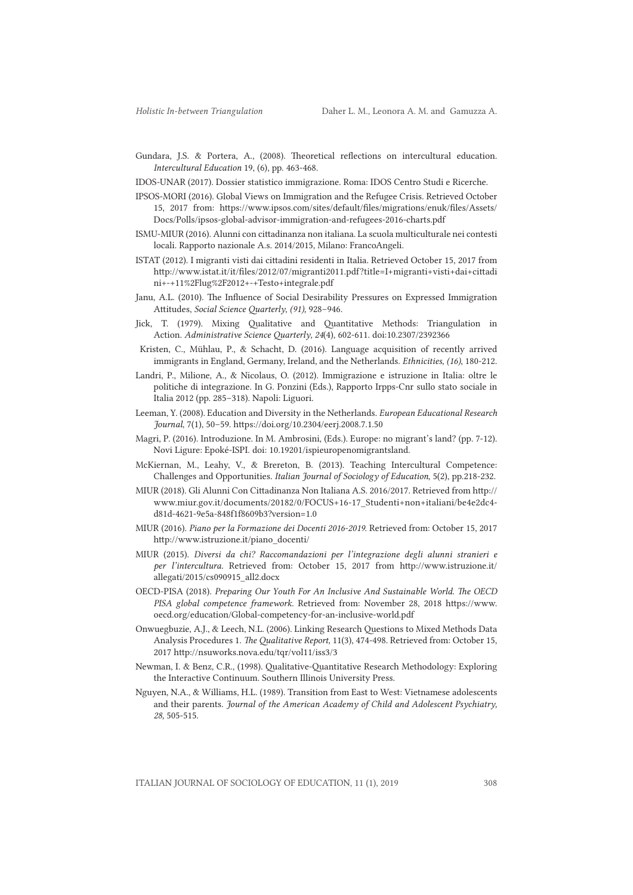Gundara, J.S. & Portera, A., (2008). Theoretical reflections on intercultural education. *Intercultural Education* 19, (6), pp. 463-468.

IDOS-UNAR (2017). Dossier statistico immigrazione. Roma: IDOS Centro Studi e Ricerche.

IPSOS-MORI (2016). Global Views on Immigration and the Refugee Crisis. Retrieved October 15, 2017 from: https://www.ipsos.com/sites/default/files/migrations/enuk/files/Assets/Docs/Polls/ipsos-global-advisor-immigration-and-refugees-2016-charts.pdf

ISMU-MIUR (2016). Alunni con cittadinanza non italiana. La scuola multiculturale nei contesti locali. Rapporto nazionale A.s. 2014/2015, Milano: FrancoAngeli.

ISTAT (2012). I migranti visti dai cittadini residenti in Italia. Retrieved October 15, 2017 from http://www.istat.it/it/files/2012/07/migranti2011.pdf?title=I+migranti+visti+dai+cittadini+-+11%2Flug%2F2012+-+Testo+integrale.pdf

Janu, A.L. (2010). The Influence of Social Desirability Pressures on Expressed Immigration Attitudes, *Social Science Quarterly, (91),* 928–946.

Jick, T. (1979). Mixing Qualitative and Quantitative Methods: Triangulation in Action. *Administrative Science Quarterly, 24*(4), 602-611. doi:10.2307/2392366

Kristen, C., Mühlau, P., & Schacht, D. (2016). Language acquisition of recently arrived immigrants in England, Germany, Ireland, and the Netherlands. *Ethnicities, (16),* 180-212.

Landri, P., Milione, A., & Nicolaus, O. (2012). Immigrazione e istruzione in Italia: oltre le politiche di integrazione. In G. Ponzini (Eds.), Rapporto Irpps-Cnr sullo stato sociale in Italia 2012 (pp. 285–318). Napoli: Liguori.

Leeman, Y. (2008). Education and Diversity in the Netherlands. *European Educational Research Journal*, 7(1), 50–59. https://doi.org/10.2304/eerj.2008.7.1.50

Magri, P. (2016). Introduzione. In M. Ambrosini, (Eds.). Europe: no migrant's land? (pp. 7-12). Novi Ligure: Epoké-ISPI. doi: 10.19201/ispieuropenomigrantsland.

McKiernan, M., Leahy, V., & Brereton, B. (2013). Teaching Intercultural Competence: Challenges and Opportunities. *Italian Journal of Sociology of Education*, 5(2), pp.218-232.

MIUR (2018). Gli Alunni Con Cittadinanza Non Italiana A.S. 2016/2017. Retrieved from http://www.miur.gov.it/documents/20182/0/FOCUS+16-17_Studenti+non+italiani/be4e2dc4-d81d-4621-9e5a-848f1f8609b3?version=1.0

MIUR (2016). *Piano per la Formazione dei Docenti 2016-2019*. Retrieved from: October 15, 2017 http://www.istruzione.it/piano_docenti/

MIUR (2015). *Diversi da chi? Raccomandazioni per l'integrazione degli alunni stranieri e per l'intercultura.* Retrieved from: October 15, 2017 from http://www.istruzione.it/allegati/2015/cs090915_all2.docx

OECD-PISA (2018). *Preparing Our Youth For An Inclusive And Sustainable World. The OECD PISA global competence framework*. Retrieved from: November 28, 2018 https://www.oecd.org/education/Global-competency-for-an-inclusive-world.pdf

Onwuegbuzie, A.J., & Leech, N.L. (2006). Linking Research Questions to Mixed Methods Data Analysis Procedures 1. *The Qualitative Report,* 11(3), 474-498. Retrieved from: October 15, 2017 http://nsuworks.nova.edu/tqr/vol11/iss3/3

Newman, I. & Benz, C.R., (1998). Qualitative-Quantitative Research Methodology: Exploring the Interactive Continuum. Southern Illinois University Press.

Nguyen, N.A., & Williams, H.L. (1989). Transition from East to West: Vietnamese adolescents and their parents. *Journal of the American Academy of Child and Adolescent Psychiatry, 28,* 505-515.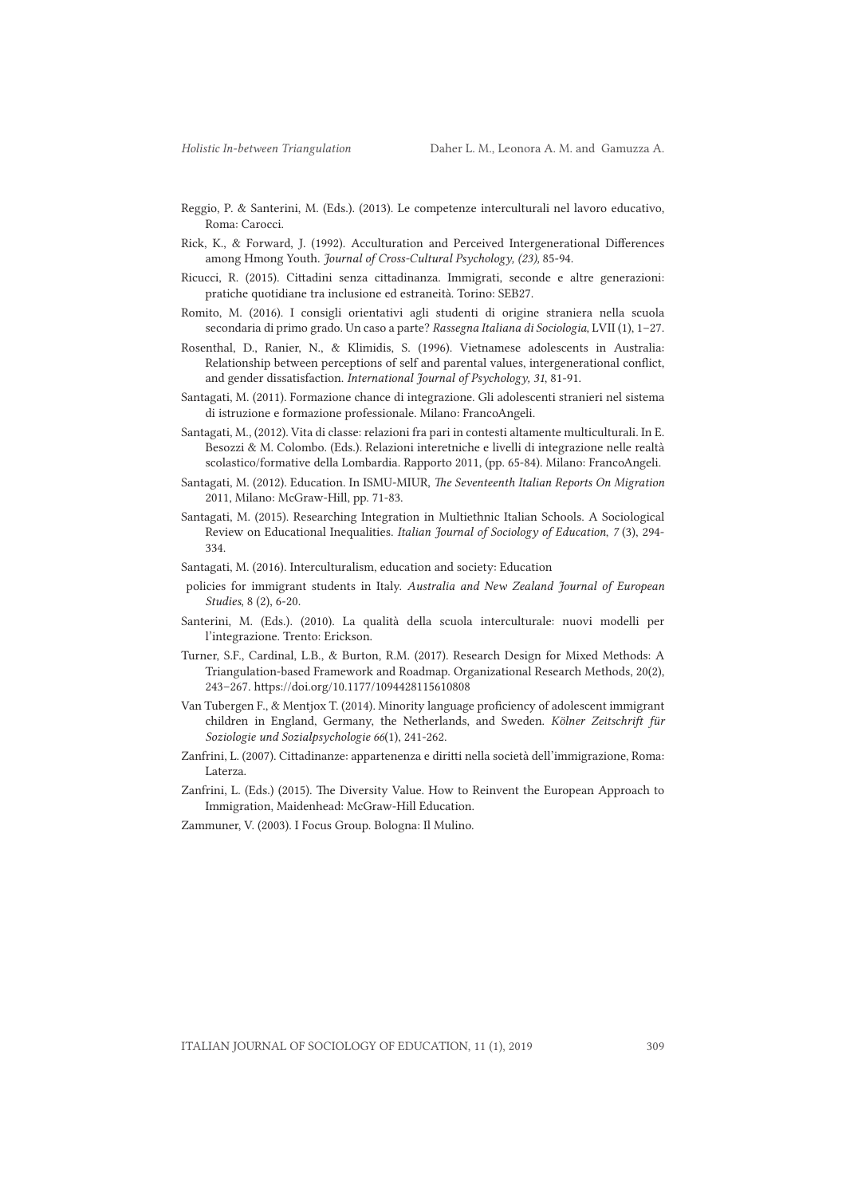Reggio, P. & Santerini, M. (Eds.). (2013). Le competenze interculturali nel lavoro educativo, Roma: Carocci.

Rick, K., & Forward, J. (1992). Acculturation and Perceived Intergenerational Differences among Hmong Youth. *Journal of Cross-Cultural Psychology, (23),* 85-94.

Ricucci, R. (2015). Cittadini senza cittadinanza. Immigrati, seconde e altre generazioni: pratiche quotidiane tra inclusione ed estraneità. Torino: SEB27.

Romito, M. (2016). I consigli orientativi agli studenti di origine straniera nella scuola secondaria di primo grado. Un caso a parte? *Rassegna Italiana di Sociologia*, LVII (1), 1–27.

Rosenthal, D., Ranier, N., & Klimidis, S. (1996). Vietnamese adolescents in Australia: Relationship between perceptions of self and parental values, intergenerational conflict, and gender dissatisfaction. *International Journal of Psychology, 31*, 81-91.

Santagati, M. (2011). Formazione chance di integrazione. Gli adolescenti stranieri nel sistema di istruzione e formazione professionale. Milano: FrancoAngeli.

Santagati, M., (2012). Vita di classe: relazioni fra pari in contesti altamente multiculturali. In E. Besozzi & M. Colombo. (Eds.). Relazioni interetniche e livelli di integrazione nelle realtà scolastico/formative della Lombardia. Rapporto 2011, (pp. 65-84). Milano: FrancoAngeli.

Santagati, M. (2012). Education. In ISMU-MIUR, *The Seventeenth Italian Reports On Migration* 2011, Milano: McGraw-Hill, pp. 71-83.

Santagati, M. (2015). Researching Integration in Multiethnic Italian Schools. A Sociological Review on Educational Inequalities. *Italian Journal of Sociology of Education*, *7* (3), 294-334.

Santagati, M. (2016). Interculturalism, education and society: Education policies for immigrant students in Italy. *Australia and New Zealand Journal of European Studies*, 8 (2), 6-20.

Santerini, M. (Eds.). (2010). La qualità della scuola interculturale: nuovi modelli per l'integrazione. Trento: Erickson.

Turner, S.F., Cardinal, L.B., & Burton, R.M. (2017). Research Design for Mixed Methods: A Triangulation-based Framework and Roadmap. Organizational Research Methods, 20(2), 243–267. https://doi.org/10.1177/1094428115610808

Van Tubergen F., & Mentjox T. (2014). Minority language proficiency of adolescent immigrant children in England, Germany, the Netherlands, and Sweden. *Kölner Zeitschrift für Soziologie und Sozialpsychologie 66*(1), 241-262.

Zanfrini, L. (2007). Cittadinanze: appartenenza e diritti nella società dell'immigrazione, Roma: Laterza.

Zanfrini, L. (Eds.) (2015). The Diversity Value. How to Reinvent the European Approach to Immigration, Maidenhead: McGraw-Hill Education.

Zammuner, V. (2003). I Focus Group. Bologna: Il Mulino.